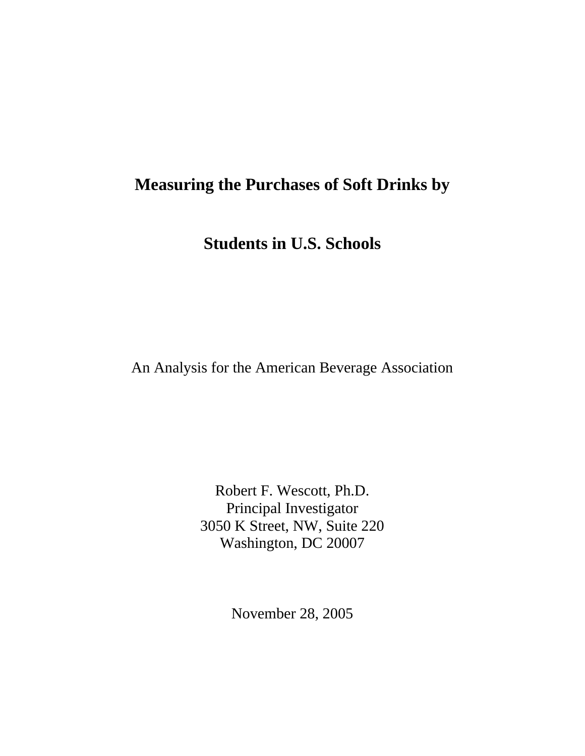# Measuring the Purchases of Soft Drinks by Students in U.S. Schools

An Analysis for the American Beverage Association

Robert F. Wescott, Ph.D.
Principal Investigator
3050 K Street, NW, Suite 220
Washington, DC 20007

November 28, 2005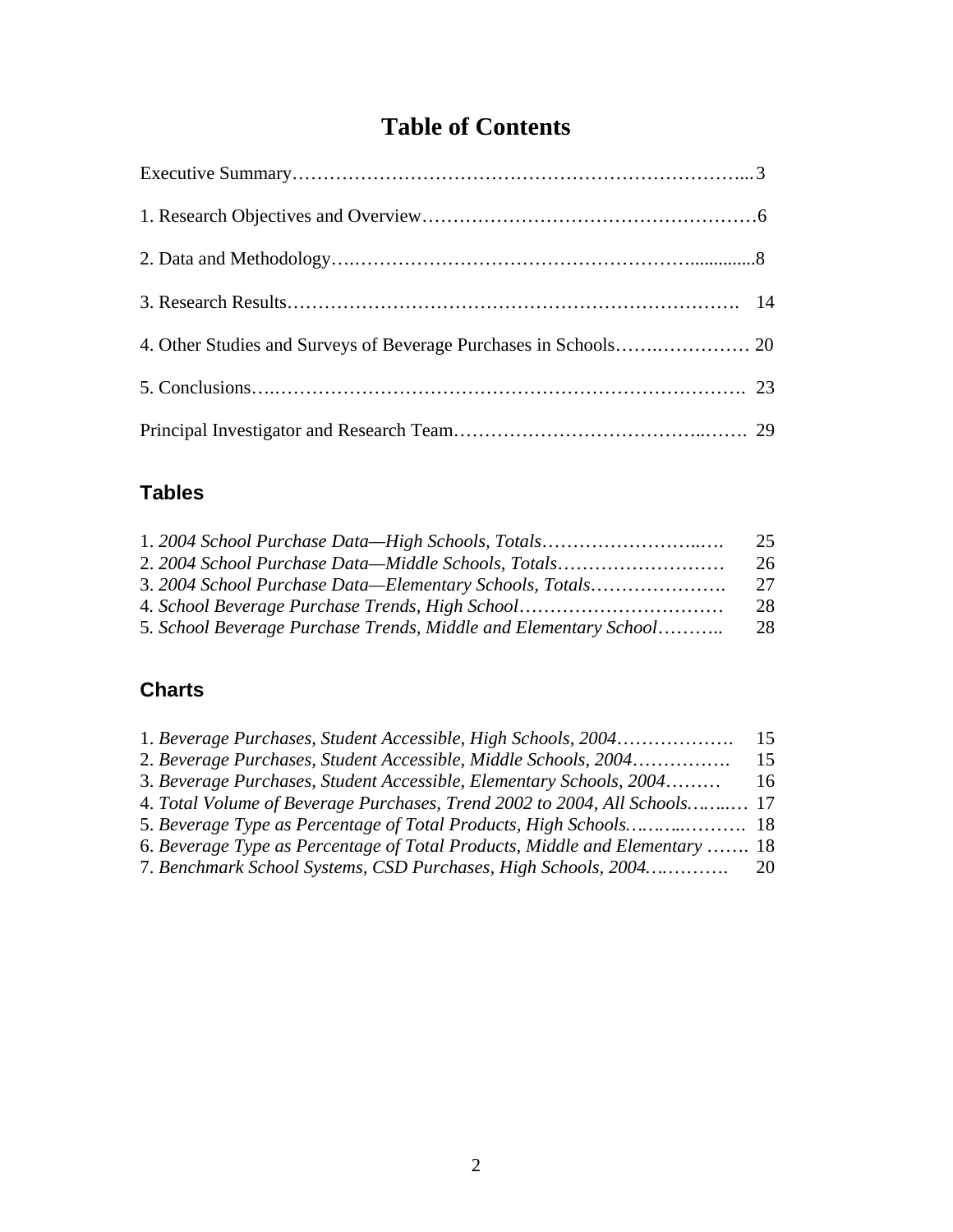# Table of Contents

Executive Summary……………………………………………………………...3

1. Research Objectives and Overview……………………………………………6

2. Data and Methodology….……………………………………………..............8

3. Research Results………………………………………………………………. 14

4. Other Studies and Surveys of Beverage Purchases in Schools…….…………… 20

5. Conclusions….…………………………….…………………………………. 23

Principal Investigator and Research Team…………………………………..……. 29

## Tables

1. *2004 School Purchase Data—High Schools, Totals*……………………..…. 25
2. *2004 School Purchase Data—Middle Schools, Totals*……………………… 26
3. *2004 School Purchase Data—Elementary Schools, Totals*…………………. 27
4. *School Beverage Purchase Trends, High School*…………………………… 28
5. *School Beverage Purchase Trends, Middle and Elementary School*……….. 28

## Charts

1. *Beverage Purchases, Student Accessible, High Schools, 2004*………………. 15
2. *Beverage Purchases, Student Accessible, Middle Schools, 2004*……………. 15
3. *Beverage Purchases, Student Accessible, Elementary Schools, 2004*……… 16
4. *Total Volume of Beverage Purchases, Trend 2002 to 2004, All Schools*.……..… 17
5. *Beverage Type as Percentage of Total Products, High Schools*.………..………. 18
6. *Beverage Type as Percentage of Total Products, Middle and Elementary* ……. 18
7. *Benchmark School Systems, CSD Purchases, High Schools, 2004*….………. 20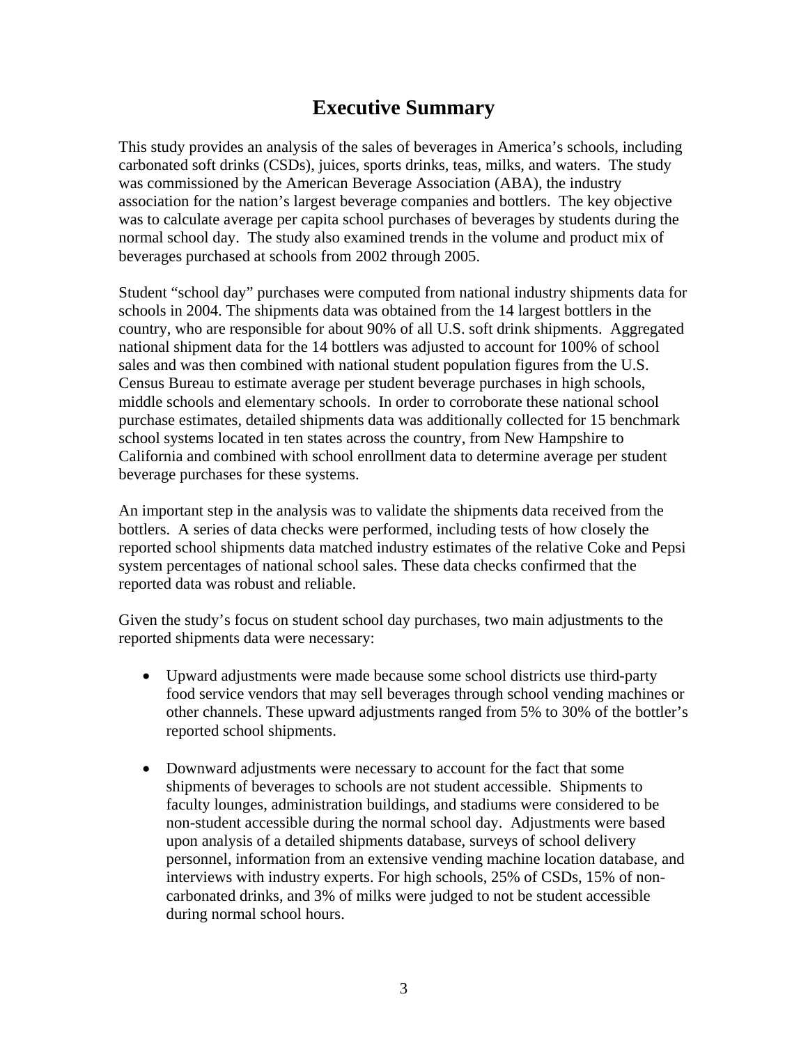# Executive Summary

This study provides an analysis of the sales of beverages in America's schools, including carbonated soft drinks (CSDs), juices, sports drinks, teas, milks, and waters. The study was commissioned by the American Beverage Association (ABA), the industry association for the nation's largest beverage companies and bottlers. The key objective was to calculate average per capita school purchases of beverages by students during the normal school day. The study also examined trends in the volume and product mix of beverages purchased at schools from 2002 through 2005.

Student "school day" purchases were computed from national industry shipments data for schools in 2004. The shipments data was obtained from the 14 largest bottlers in the country, who are responsible for about 90% of all U.S. soft drink shipments. Aggregated national shipment data for the 14 bottlers was adjusted to account for 100% of school sales and was then combined with national student population figures from the U.S. Census Bureau to estimate average per student beverage purchases in high schools, middle schools and elementary schools. In order to corroborate these national school purchase estimates, detailed shipments data was additionally collected for 15 benchmark school systems located in ten states across the country, from New Hampshire to California and combined with school enrollment data to determine average per student beverage purchases for these systems.

An important step in the analysis was to validate the shipments data received from the bottlers. A series of data checks were performed, including tests of how closely the reported school shipments data matched industry estimates of the relative Coke and Pepsi system percentages of national school sales. These data checks confirmed that the reported data was robust and reliable.

Given the study's focus on student school day purchases, two main adjustments to the reported shipments data were necessary:

- Upward adjustments were made because some school districts use third-party food service vendors that may sell beverages through school vending machines or other channels. These upward adjustments ranged from 5% to 30% of the bottler's reported school shipments.

- Downward adjustments were necessary to account for the fact that some shipments of beverages to schools are not student accessible. Shipments to faculty lounges, administration buildings, and stadiums were considered to be non-student accessible during the normal school day. Adjustments were based upon analysis of a detailed shipments database, surveys of school delivery personnel, information from an extensive vending machine location database, and interviews with industry experts. For high schools, 25% of CSDs, 15% of non-carbonated drinks, and 3% of milks were judged to not be student accessible during normal school hours.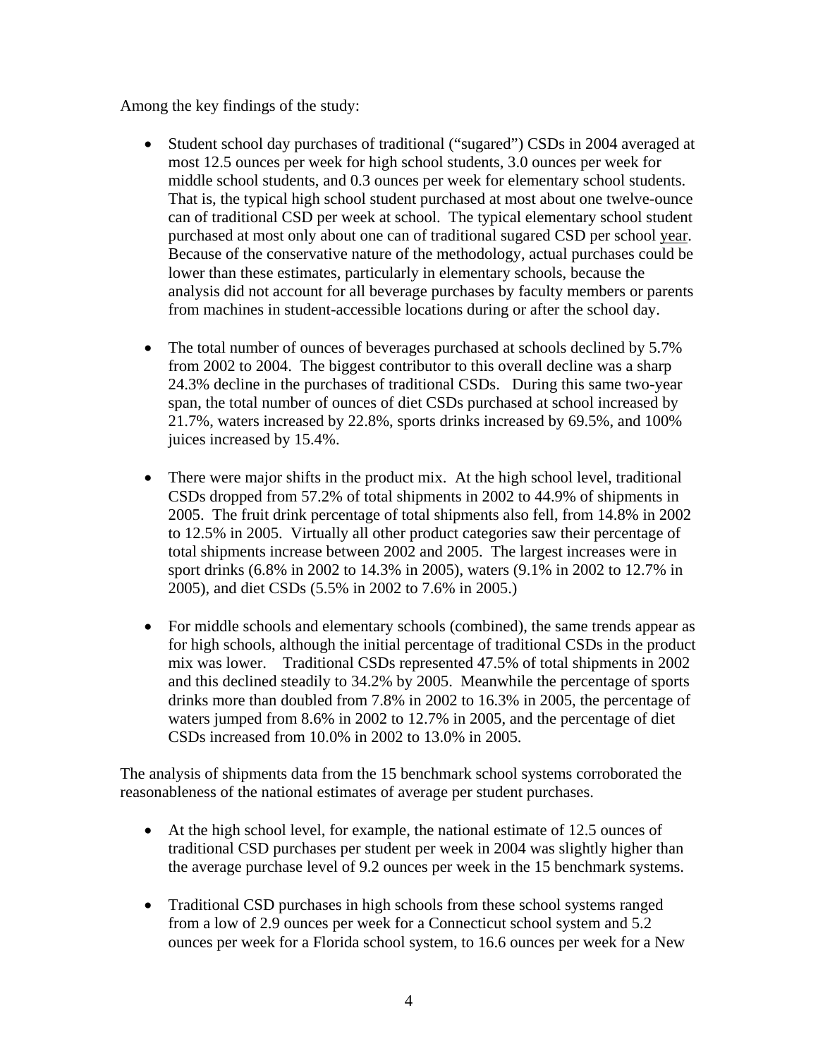Among the key findings of the study:

- Student school day purchases of traditional ("sugared") CSDs in 2004 averaged at most 12.5 ounces per week for high school students, 3.0 ounces per week for middle school students, and 0.3 ounces per week for elementary school students. That is, the typical high school student purchased at most about one twelve-ounce can of traditional CSD per week at school. The typical elementary school student purchased at most only about one can of traditional sugared CSD per school year. Because of the conservative nature of the methodology, actual purchases could be lower than these estimates, particularly in elementary schools, because the analysis did not account for all beverage purchases by faculty members or parents from machines in student-accessible locations during or after the school day.

- The total number of ounces of beverages purchased at schools declined by 5.7% from 2002 to 2004. The biggest contributor to this overall decline was a sharp 24.3% decline in the purchases of traditional CSDs. During this same two-year span, the total number of ounces of diet CSDs purchased at school increased by 21.7%, waters increased by 22.8%, sports drinks increased by 69.5%, and 100% juices increased by 15.4%.

- There were major shifts in the product mix. At the high school level, traditional CSDs dropped from 57.2% of total shipments in 2002 to 44.9% of shipments in 2005. The fruit drink percentage of total shipments also fell, from 14.8% in 2002 to 12.5% in 2005. Virtually all other product categories saw their percentage of total shipments increase between 2002 and 2005. The largest increases were in sport drinks (6.8% in 2002 to 14.3% in 2005), waters (9.1% in 2002 to 12.7% in 2005), and diet CSDs (5.5% in 2002 to 7.6% in 2005.)

- For middle schools and elementary schools (combined), the same trends appear as for high schools, although the initial percentage of traditional CSDs in the product mix was lower. Traditional CSDs represented 47.5% of total shipments in 2002 and this declined steadily to 34.2% by 2005. Meanwhile the percentage of sports drinks more than doubled from 7.8% in 2002 to 16.3% in 2005, the percentage of waters jumped from 8.6% in 2002 to 12.7% in 2005, and the percentage of diet CSDs increased from 10.0% in 2002 to 13.0% in 2005.

The analysis of shipments data from the 15 benchmark school systems corroborated the reasonableness of the national estimates of average per student purchases.

- At the high school level, for example, the national estimate of 12.5 ounces of traditional CSD purchases per student per week in 2004 was slightly higher than the average purchase level of 9.2 ounces per week in the 15 benchmark systems.

- Traditional CSD purchases in high schools from these school systems ranged from a low of 2.9 ounces per week for a Connecticut school system and 5.2 ounces per week for a Florida school system, to 16.6 ounces per week for a New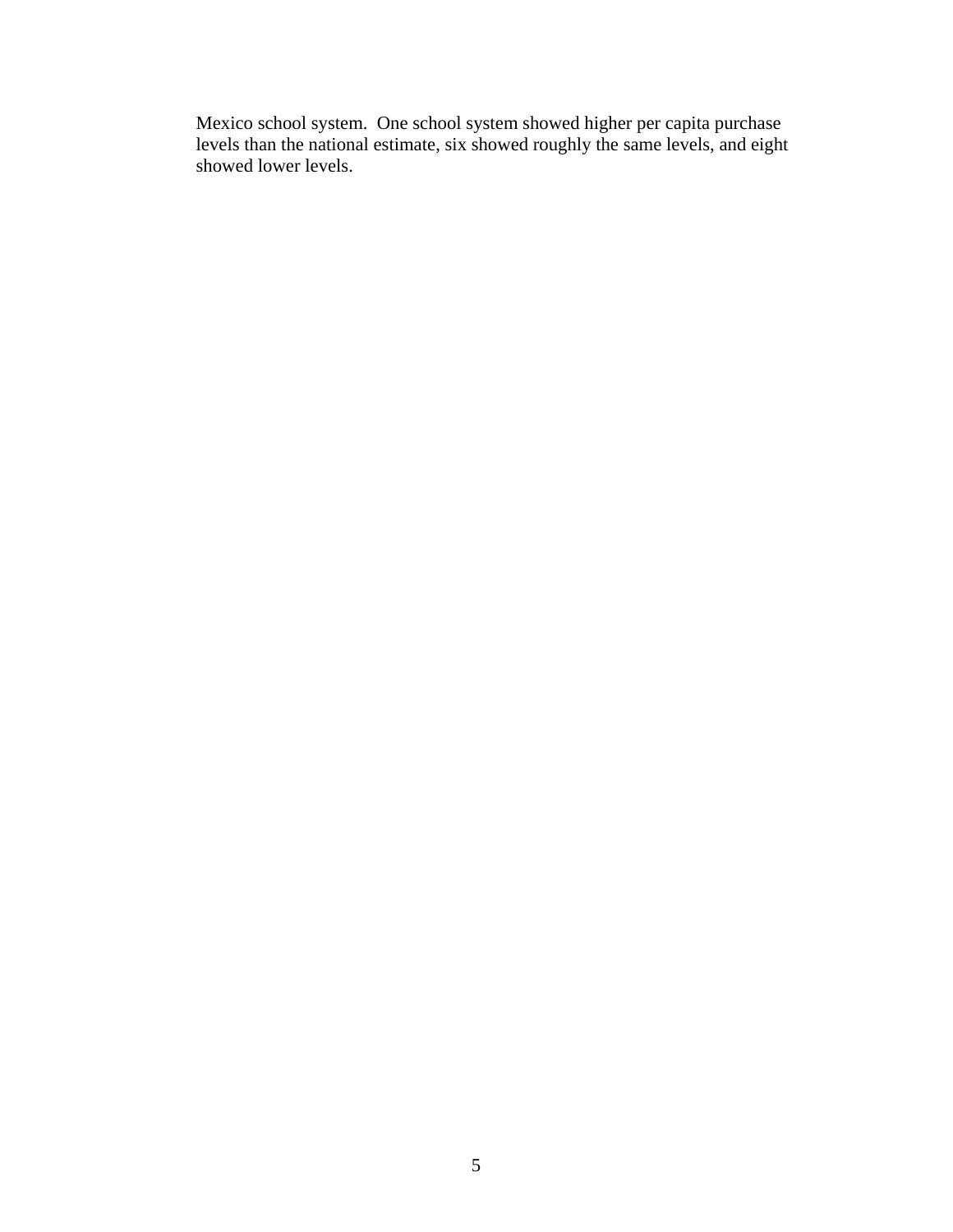Mexico school system.  One school system showed higher per capita purchase levels than the national estimate, six showed roughly the same levels, and eight showed lower levels.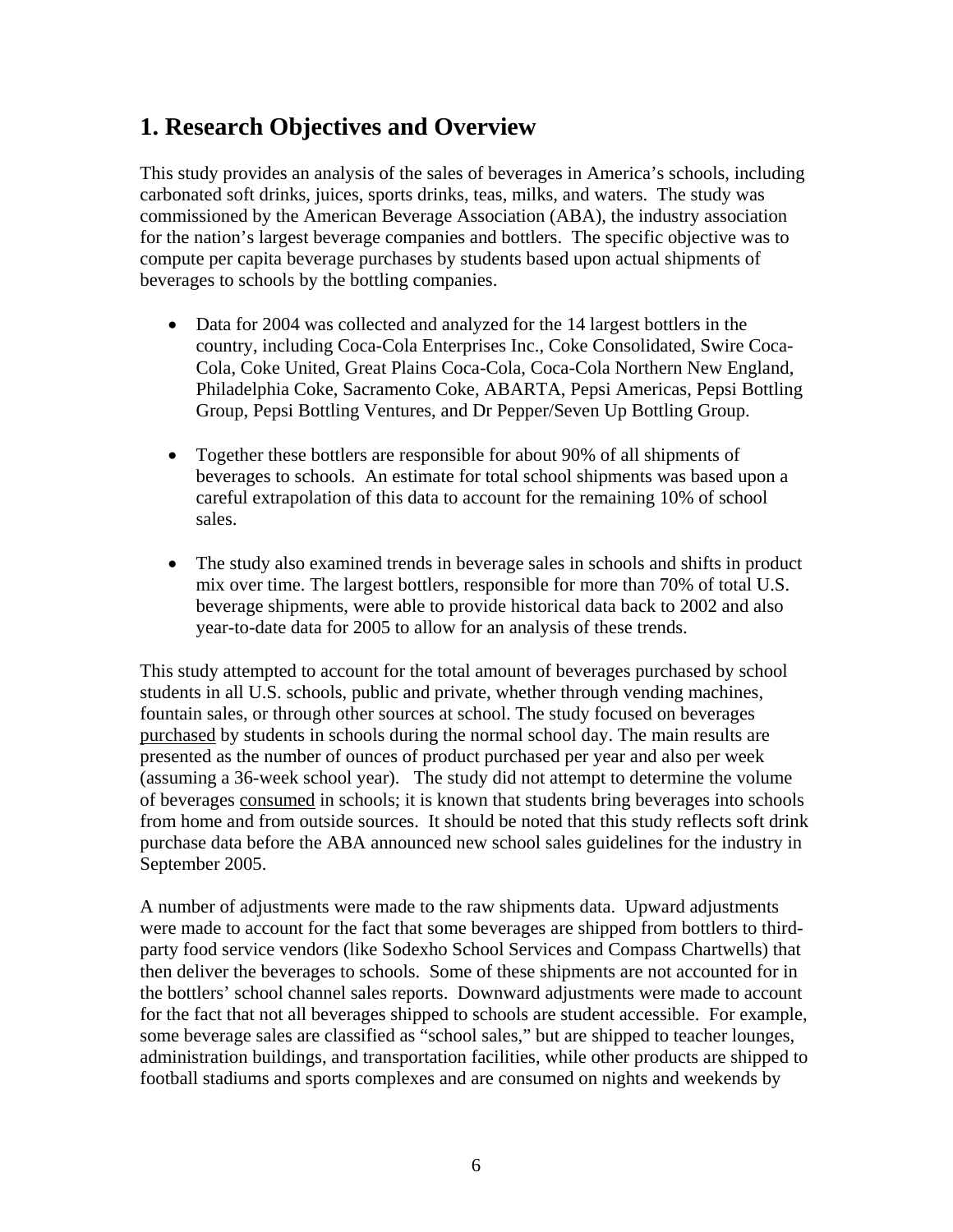## 1. Research Objectives and Overview

This study provides an analysis of the sales of beverages in America's schools, including carbonated soft drinks, juices, sports drinks, teas, milks, and waters. The study was commissioned by the American Beverage Association (ABA), the industry association for the nation's largest beverage companies and bottlers. The specific objective was to compute per capita beverage purchases by students based upon actual shipments of beverages to schools by the bottling companies.

- Data for 2004 was collected and analyzed for the 14 largest bottlers in the country, including Coca-Cola Enterprises Inc., Coke Consolidated, Swire Coca-Cola, Coke United, Great Plains Coca-Cola, Coca-Cola Northern New England, Philadelphia Coke, Sacramento Coke, ABARTA, Pepsi Americas, Pepsi Bottling Group, Pepsi Bottling Ventures, and Dr Pepper/Seven Up Bottling Group.

- Together these bottlers are responsible for about 90% of all shipments of beverages to schools. An estimate for total school shipments was based upon a careful extrapolation of this data to account for the remaining 10% of school sales.

- The study also examined trends in beverage sales in schools and shifts in product mix over time. The largest bottlers, responsible for more than 70% of total U.S. beverage shipments, were able to provide historical data back to 2002 and also year-to-date data for 2005 to allow for an analysis of these trends.

This study attempted to account for the total amount of beverages purchased by school students in all U.S. schools, public and private, whether through vending machines, fountain sales, or through other sources at school. The study focused on beverages purchased by students in schools during the normal school day. The main results are presented as the number of ounces of product purchased per year and also per week (assuming a 36-week school year). The study did not attempt to determine the volume of beverages consumed in schools; it is known that students bring beverages into schools from home and from outside sources. It should be noted that this study reflects soft drink purchase data before the ABA announced new school sales guidelines for the industry in September 2005.

A number of adjustments were made to the raw shipments data. Upward adjustments were made to account for the fact that some beverages are shipped from bottlers to third-party food service vendors (like Sodexho School Services and Compass Chartwells) that then deliver the beverages to schools. Some of these shipments are not accounted for in the bottlers' school channel sales reports. Downward adjustments were made to account for the fact that not all beverages shipped to schools are student accessible. For example, some beverage sales are classified as "school sales," but are shipped to teacher lounges, administration buildings, and transportation facilities, while other products are shipped to football stadiums and sports complexes and are consumed on nights and weekends by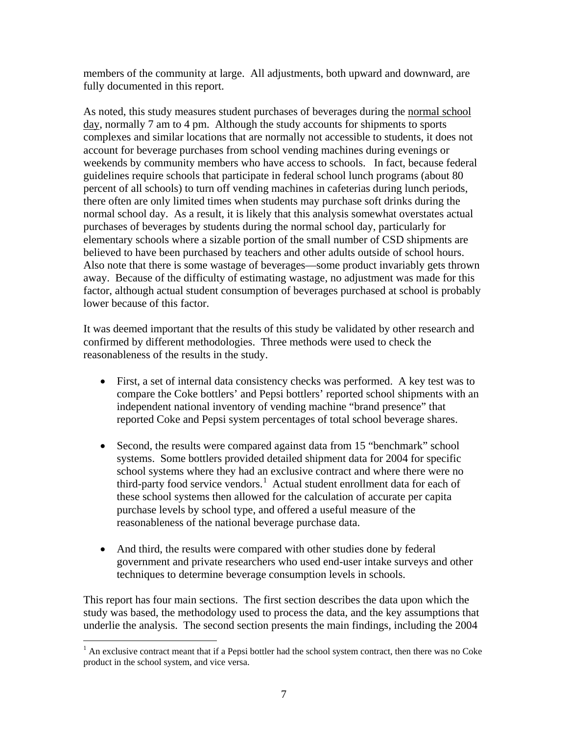members of the community at large. All adjustments, both upward and downward, are fully documented in this report.

As noted, this study measures student purchases of beverages during the normal school day, normally 7 am to 4 pm. Although the study accounts for shipments to sports complexes and similar locations that are normally not accessible to students, it does not account for beverage purchases from school vending machines during evenings or weekends by community members who have access to schools. In fact, because federal guidelines require schools that participate in federal school lunch programs (about 80 percent of all schools) to turn off vending machines in cafeterias during lunch periods, there often are only limited times when students may purchase soft drinks during the normal school day. As a result, it is likely that this analysis somewhat overstates actual purchases of beverages by students during the normal school day, particularly for elementary schools where a sizable portion of the small number of CSD shipments are believed to have been purchased by teachers and other adults outside of school hours. Also note that there is some wastage of beverages—some product invariably gets thrown away. Because of the difficulty of estimating wastage, no adjustment was made for this factor, although actual student consumption of beverages purchased at school is probably lower because of this factor.

It was deemed important that the results of this study be validated by other research and confirmed by different methodologies. Three methods were used to check the reasonableness of the results in the study.

- First, a set of internal data consistency checks was performed. A key test was to compare the Coke bottlers' and Pepsi bottlers' reported school shipments with an independent national inventory of vending machine "brand presence" that reported Coke and Pepsi system percentages of total school beverage shares.
- Second, the results were compared against data from 15 "benchmark" school systems. Some bottlers provided detailed shipment data for 2004 for specific school systems where they had an exclusive contract and where there were no third-party food service vendors.[1] Actual student enrollment data for each of these school systems then allowed for the calculation of accurate per capita purchase levels by school type, and offered a useful measure of the reasonableness of the national beverage purchase data.
- And third, the results were compared with other studies done by federal government and private researchers who used end-user intake surveys and other techniques to determine beverage consumption levels in schools.

This report has four main sections. The first section describes the data upon which the study was based, the methodology used to process the data, and the key assumptions that underlie the analysis. The second section presents the main findings, including the 2004

[1] An exclusive contract meant that if a Pepsi bottler had the school system contract, then there was no Coke product in the school system, and vice versa.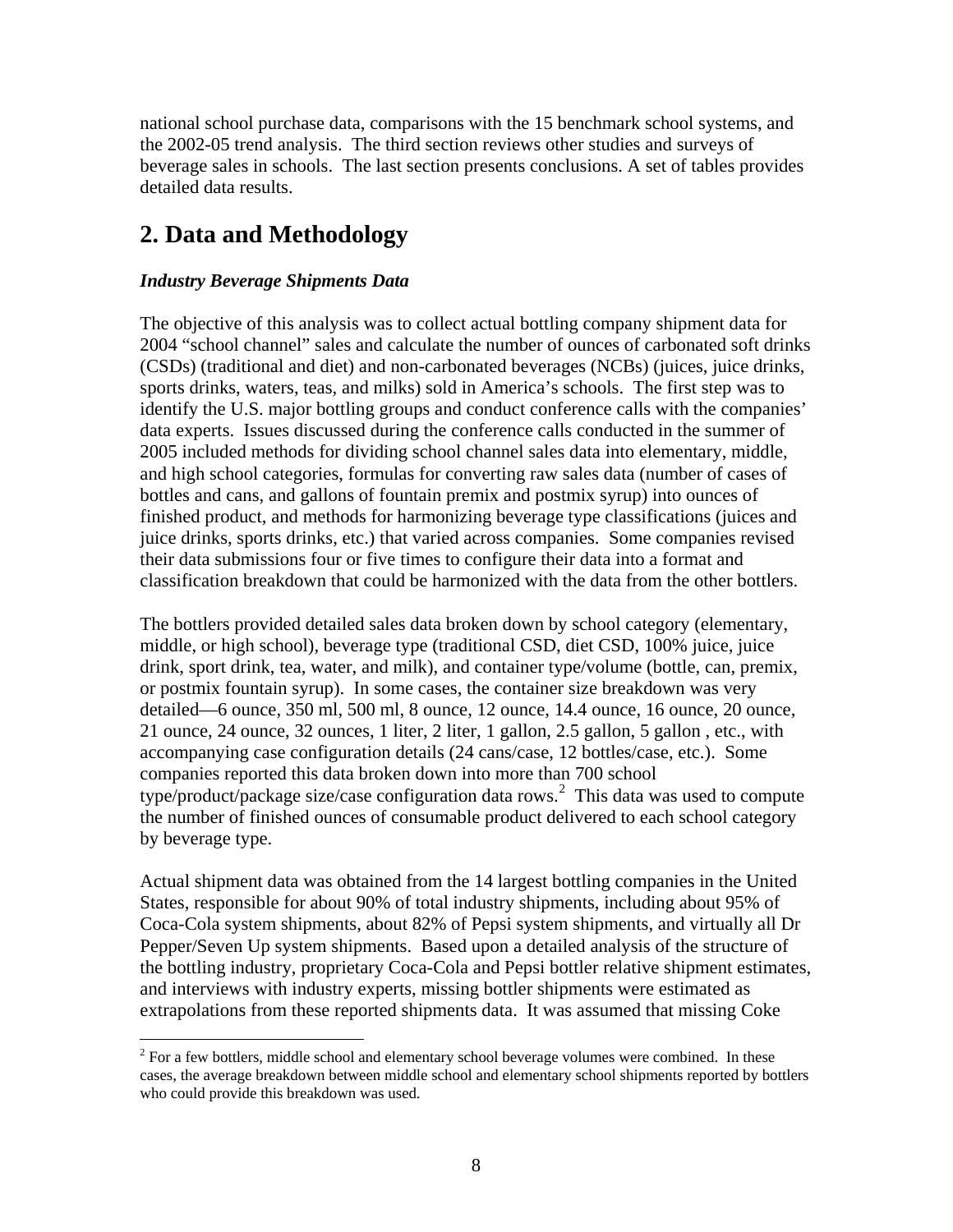national school purchase data, comparisons with the 15 benchmark school systems, and the 2002-05 trend analysis. The third section reviews other studies and surveys of beverage sales in schools. The last section presents conclusions. A set of tables provides detailed data results.

## 2. Data and Methodology

### *Industry Beverage Shipments Data*

The objective of this analysis was to collect actual bottling company shipment data for 2004 "school channel" sales and calculate the number of ounces of carbonated soft drinks (CSDs) (traditional and diet) and non-carbonated beverages (NCBs) (juices, juice drinks, sports drinks, waters, teas, and milks) sold in America's schools. The first step was to identify the U.S. major bottling groups and conduct conference calls with the companies' data experts. Issues discussed during the conference calls conducted in the summer of 2005 included methods for dividing school channel sales data into elementary, middle, and high school categories, formulas for converting raw sales data (number of cases of bottles and cans, and gallons of fountain premix and postmix syrup) into ounces of finished product, and methods for harmonizing beverage type classifications (juices and juice drinks, sports drinks, etc.) that varied across companies. Some companies revised their data submissions four or five times to configure their data into a format and classification breakdown that could be harmonized with the data from the other bottlers.

The bottlers provided detailed sales data broken down by school category (elementary, middle, or high school), beverage type (traditional CSD, diet CSD, 100% juice, juice drink, sport drink, tea, water, and milk), and container type/volume (bottle, can, premix, or postmix fountain syrup). In some cases, the container size breakdown was very detailed—6 ounce, 350 ml, 500 ml, 8 ounce, 12 ounce, 14.4 ounce, 16 ounce, 20 ounce, 21 ounce, 24 ounce, 32 ounces, 1 liter, 2 liter, 1 gallon, 2.5 gallon, 5 gallon , etc., with accompanying case configuration details (24 cans/case, 12 bottles/case, etc.). Some companies reported this data broken down into more than 700 school type/product/package size/case configuration data rows.[2] This data was used to compute the number of finished ounces of consumable product delivered to each school category by beverage type.

Actual shipment data was obtained from the 14 largest bottling companies in the United States, responsible for about 90% of total industry shipments, including about 95% of Coca-Cola system shipments, about 82% of Pepsi system shipments, and virtually all Dr Pepper/Seven Up system shipments. Based upon a detailed analysis of the structure of the bottling industry, proprietary Coca-Cola and Pepsi bottler relative shipment estimates, and interviews with industry experts, missing bottler shipments were estimated as extrapolations from these reported shipments data. It was assumed that missing Coke

[2] For a few bottlers, middle school and elementary school beverage volumes were combined. In these cases, the average breakdown between middle school and elementary school shipments reported by bottlers who could provide this breakdown was used.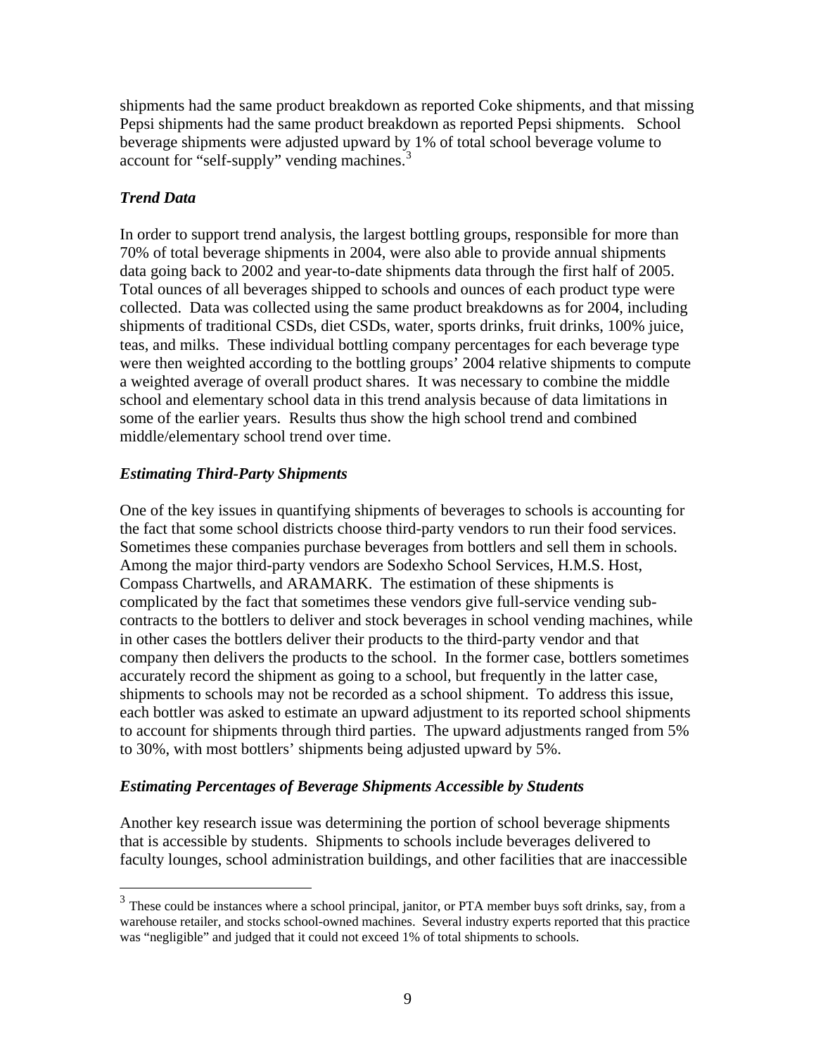shipments had the same product breakdown as reported Coke shipments, and that missing Pepsi shipments had the same product breakdown as reported Pepsi shipments. School beverage shipments were adjusted upward by 1% of total school beverage volume to account for "self-supply" vending machines.[3]

### *Trend Data*

In order to support trend analysis, the largest bottling groups, responsible for more than 70% of total beverage shipments in 2004, were also able to provide annual shipments data going back to 2002 and year-to-date shipments data through the first half of 2005. Total ounces of all beverages shipped to schools and ounces of each product type were collected. Data was collected using the same product breakdowns as for 2004, including shipments of traditional CSDs, diet CSDs, water, sports drinks, fruit drinks, 100% juice, teas, and milks. These individual bottling company percentages for each beverage type were then weighted according to the bottling groups' 2004 relative shipments to compute a weighted average of overall product shares. It was necessary to combine the middle school and elementary school data in this trend analysis because of data limitations in some of the earlier years. Results thus show the high school trend and combined middle/elementary school trend over time.

### *Estimating Third-Party Shipments*

One of the key issues in quantifying shipments of beverages to schools is accounting for the fact that some school districts choose third-party vendors to run their food services. Sometimes these companies purchase beverages from bottlers and sell them in schools. Among the major third-party vendors are Sodexho School Services, H.M.S. Host, Compass Chartwells, and ARAMARK. The estimation of these shipments is complicated by the fact that sometimes these vendors give full-service vending sub-contracts to the bottlers to deliver and stock beverages in school vending machines, while in other cases the bottlers deliver their products to the third-party vendor and that company then delivers the products to the school. In the former case, bottlers sometimes accurately record the shipment as going to a school, but frequently in the latter case, shipments to schools may not be recorded as a school shipment. To address this issue, each bottler was asked to estimate an upward adjustment to its reported school shipments to account for shipments through third parties. The upward adjustments ranged from 5% to 30%, with most bottlers' shipments being adjusted upward by 5%.

### *Estimating Percentages of Beverage Shipments Accessible by Students*

Another key research issue was determining the portion of school beverage shipments that is accessible by students. Shipments to schools include beverages delivered to faculty lounges, school administration buildings, and other facilities that are inaccessible

---

[3] These could be instances where a school principal, janitor, or PTA member buys soft drinks, say, from a warehouse retailer, and stocks school-owned machines. Several industry experts reported that this practice was "negligible" and judged that it could not exceed 1% of total shipments to schools.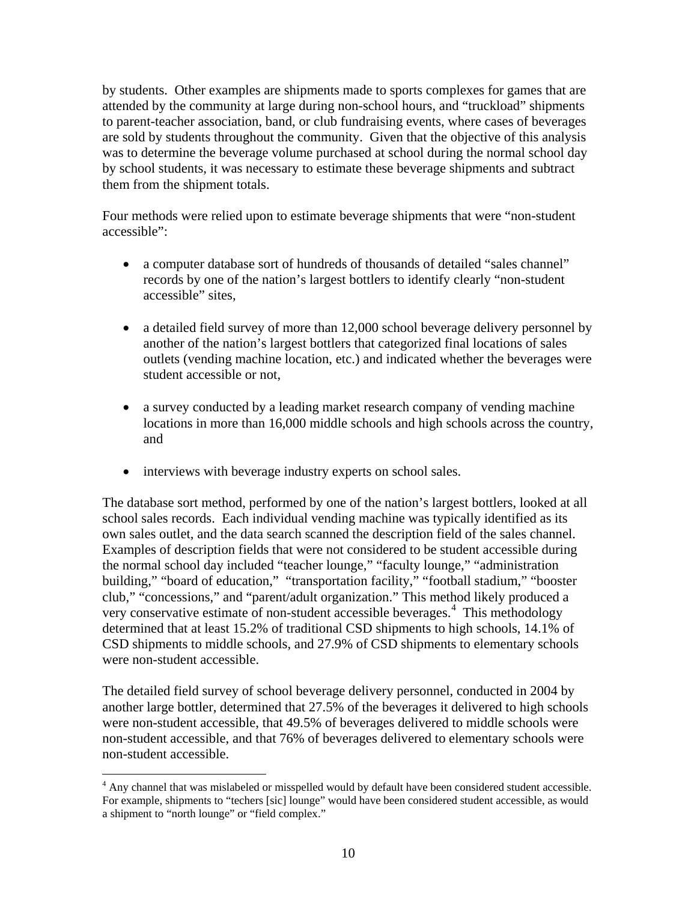by students. Other examples are shipments made to sports complexes for games that are attended by the community at large during non-school hours, and "truckload" shipments to parent-teacher association, band, or club fundraising events, where cases of beverages are sold by students throughout the community. Given that the objective of this analysis was to determine the beverage volume purchased at school during the normal school day by school students, it was necessary to estimate these beverage shipments and subtract them from the shipment totals.

Four methods were relied upon to estimate beverage shipments that were "non-student accessible":

- a computer database sort of hundreds of thousands of detailed "sales channel" records by one of the nation's largest bottlers to identify clearly "non-student accessible" sites,

- a detailed field survey of more than 12,000 school beverage delivery personnel by another of the nation's largest bottlers that categorized final locations of sales outlets (vending machine location, etc.) and indicated whether the beverages were student accessible or not,

- a survey conducted by a leading market research company of vending machine locations in more than 16,000 middle schools and high schools across the country, and

- interviews with beverage industry experts on school sales.

The database sort method, performed by one of the nation's largest bottlers, looked at all school sales records. Each individual vending machine was typically identified as its own sales outlet, and the data search scanned the description field of the sales channel. Examples of description fields that were not considered to be student accessible during the normal school day included "teacher lounge," "faculty lounge," "administration building," "board of education," "transportation facility," "football stadium," "booster club," "concessions," and "parent/adult organization." This method likely produced a very conservative estimate of non-student accessible beverages.[4] This methodology determined that at least 15.2% of traditional CSD shipments to high schools, 14.1% of CSD shipments to middle schools, and 27.9% of CSD shipments to elementary schools were non-student accessible.

The detailed field survey of school beverage delivery personnel, conducted in 2004 by another large bottler, determined that 27.5% of the beverages it delivered to high schools were non-student accessible, that 49.5% of beverages delivered to middle schools were non-student accessible, and that 76% of beverages delivered to elementary schools were non-student accessible.

[4] Any channel that was mislabeled or misspelled would by default have been considered student accessible. For example, shipments to "techers [sic] lounge" would have been considered student accessible, as would a shipment to "north lounge" or "field complex."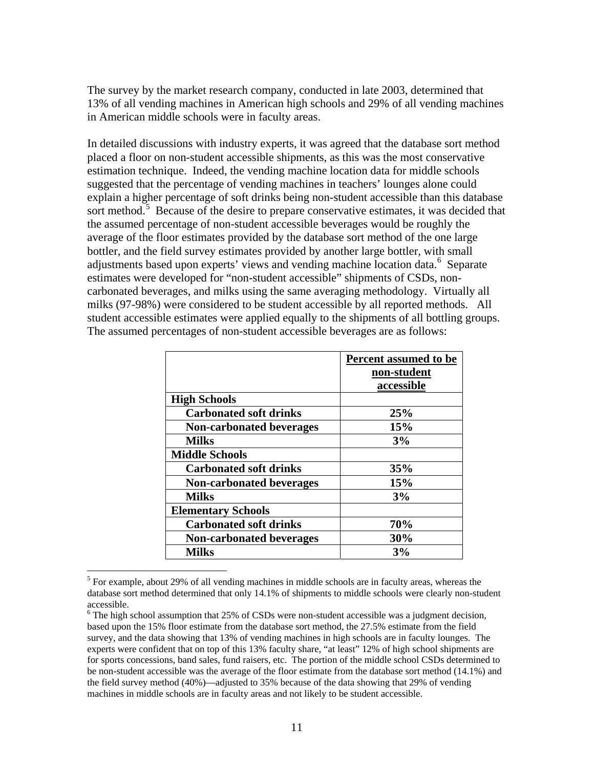The survey by the market research company, conducted in late 2003, determined that 13% of all vending machines in American high schools and 29% of all vending machines in American middle schools were in faculty areas.

In detailed discussions with industry experts, it was agreed that the database sort method placed a floor on non-student accessible shipments, as this was the most conservative estimation technique. Indeed, the vending machine location data for middle schools suggested that the percentage of vending machines in teachers' lounges alone could explain a higher percentage of soft drinks being non-student accessible than this database sort method.[5] Because of the desire to prepare conservative estimates, it was decided that the assumed percentage of non-student accessible beverages would be roughly the average of the floor estimates provided by the database sort method of the one large bottler, and the field survey estimates provided by another large bottler, with small adjustments based upon experts' views and vending machine location data.[6] Separate estimates were developed for "non-student accessible" shipments of CSDs, non-carbonated beverages, and milks using the same averaging methodology. Virtually all milks (97-98%) were considered to be student accessible by all reported methods. All student accessible estimates were applied equally to the shipments of all bottling groups. The assumed percentages of non-student accessible beverages are as follows:

| | **Percent assumed to be non-student accessible** |
|---|---|
| **High Schools** | |
| **Carbonated soft drinks** | **25%** |
| **Non-carbonated beverages** | **15%** |
| **Milks** | **3%** |
| **Middle Schools** | |
| **Carbonated soft drinks** | **35%** |
| **Non-carbonated beverages** | **15%** |
| **Milks** | **3%** |
| **Elementary Schools** | |
| **Carbonated soft drinks** | **70%** |
| **Non-carbonated beverages** | **30%** |
| **Milks** | **3%** |

[5] For example, about 29% of all vending machines in middle schools are in faculty areas, whereas the database sort method determined that only 14.1% of shipments to middle schools were clearly non-student accessible.

[6] The high school assumption that 25% of CSDs were non-student accessible was a judgment decision, based upon the 15% floor estimate from the database sort method, the 27.5% estimate from the field survey, and the data showing that 13% of vending machines in high schools are in faculty lounges. The experts were confident that on top of this 13% faculty share, "at least" 12% of high school shipments are for sports concessions, band sales, fund raisers, etc. The portion of the middle school CSDs determined to be non-student accessible was the average of the floor estimate from the database sort method (14.1%) and the field survey method (40%)—adjusted to 35% because of the data showing that 29% of vending machines in middle schools are in faculty areas and not likely to be student accessible.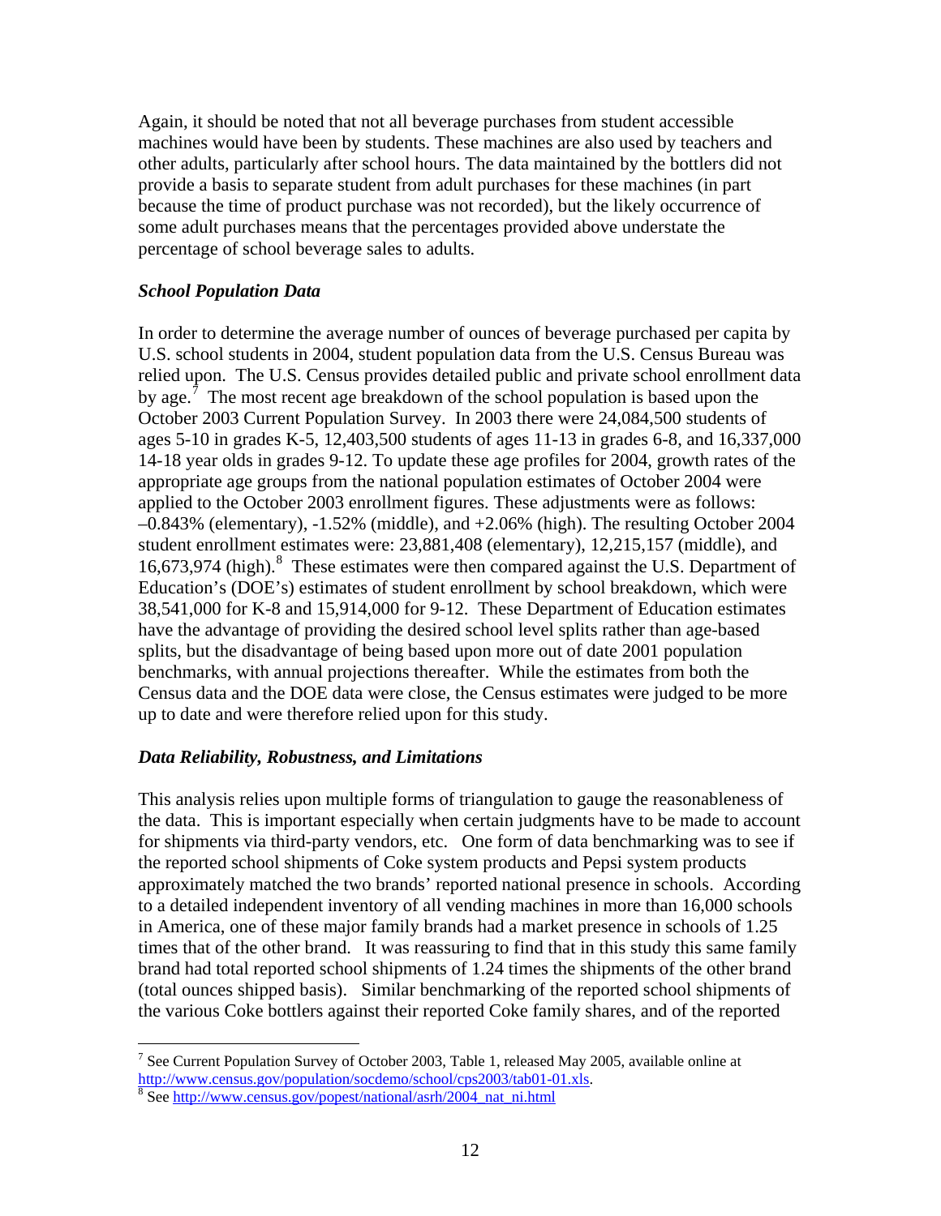Again, it should be noted that not all beverage purchases from student accessible machines would have been by students. These machines are also used by teachers and other adults, particularly after school hours. The data maintained by the bottlers did not provide a basis to separate student from adult purchases for these machines (in part because the time of product purchase was not recorded), but the likely occurrence of some adult purchases means that the percentages provided above understate the percentage of school beverage sales to adults.

### *School Population Data*

In order to determine the average number of ounces of beverage purchased per capita by U.S. school students in 2004, student population data from the U.S. Census Bureau was relied upon. The U.S. Census provides detailed public and private school enrollment data by age.[7] The most recent age breakdown of the school population is based upon the October 2003 Current Population Survey. In 2003 there were 24,084,500 students of ages 5-10 in grades K-5, 12,403,500 students of ages 11-13 in grades 6-8, and 16,337,000 14-18 year olds in grades 9-12. To update these age profiles for 2004, growth rates of the appropriate age groups from the national population estimates of October 2004 were applied to the October 2003 enrollment figures. These adjustments were as follows: –0.843% (elementary), -1.52% (middle), and +2.06% (high). The resulting October 2004 student enrollment estimates were: 23,881,408 (elementary), 12,215,157 (middle), and 16,673,974 (high).[8] These estimates were then compared against the U.S. Department of Education's (DOE's) estimates of student enrollment by school breakdown, which were 38,541,000 for K-8 and 15,914,000 for 9-12. These Department of Education estimates have the advantage of providing the desired school level splits rather than age-based splits, but the disadvantage of being based upon more out of date 2001 population benchmarks, with annual projections thereafter. While the estimates from both the Census data and the DOE data were close, the Census estimates were judged to be more up to date and were therefore relied upon for this study.

### *Data Reliability, Robustness, and Limitations*

This analysis relies upon multiple forms of triangulation to gauge the reasonableness of the data. This is important especially when certain judgments have to be made to account for shipments via third-party vendors, etc. One form of data benchmarking was to see if the reported school shipments of Coke system products and Pepsi system products approximately matched the two brands' reported national presence in schools. According to a detailed independent inventory of all vending machines in more than 16,000 schools in America, one of these major family brands had a market presence in schools of 1.25 times that of the other brand. It was reassuring to find that in this study this same family brand had total reported school shipments of 1.24 times the shipments of the other brand (total ounces shipped basis). Similar benchmarking of the reported school shipments of the various Coke bottlers against their reported Coke family shares, and of the reported

---

[7] See Current Population Survey of October 2003, Table 1, released May 2005, available online at http://www.census.gov/population/socdemo/school/cps2003/tab01-01.xls.

[8] See http://www.census.gov/popest/national/asrh/2004_nat_ni.html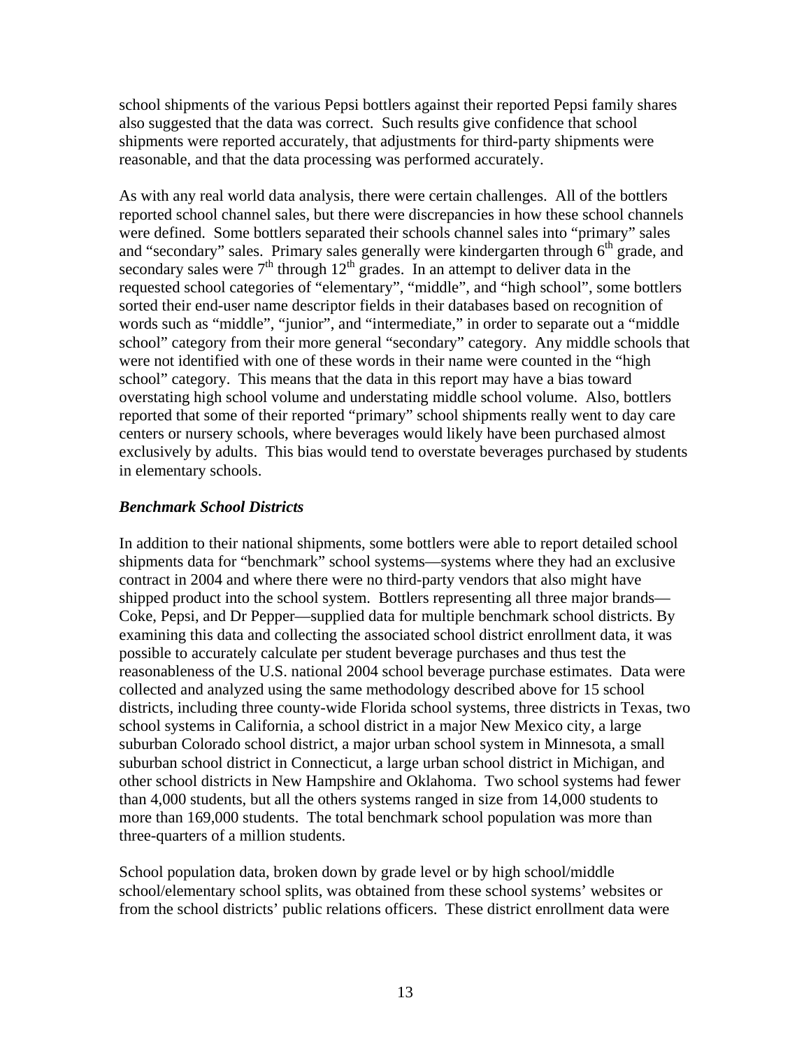school shipments of the various Pepsi bottlers against their reported Pepsi family shares also suggested that the data was correct. Such results give confidence that school shipments were reported accurately, that adjustments for third-party shipments were reasonable, and that the data processing was performed accurately.

As with any real world data analysis, there were certain challenges. All of the bottlers reported school channel sales, but there were discrepancies in how these school channels were defined. Some bottlers separated their schools channel sales into "primary" sales and "secondary" sales. Primary sales generally were kindergarten through 6th grade, and secondary sales were 7th through 12th grades. In an attempt to deliver data in the requested school categories of "elementary", "middle", and "high school", some bottlers sorted their end-user name descriptor fields in their databases based on recognition of words such as "middle", "junior", and "intermediate," in order to separate out a "middle school" category from their more general "secondary" category. Any middle schools that were not identified with one of these words in their name were counted in the "high school" category. This means that the data in this report may have a bias toward overstating high school volume and understating middle school volume. Also, bottlers reported that some of their reported "primary" school shipments really went to day care centers or nursery schools, where beverages would likely have been purchased almost exclusively by adults. This bias would tend to overstate beverages purchased by students in elementary schools.

### *Benchmark School Districts*

In addition to their national shipments, some bottlers were able to report detailed school shipments data for "benchmark" school systems—systems where they had an exclusive contract in 2004 and where there were no third-party vendors that also might have shipped product into the school system. Bottlers representing all three major brands—Coke, Pepsi, and Dr Pepper—supplied data for multiple benchmark school districts. By examining this data and collecting the associated school district enrollment data, it was possible to accurately calculate per student beverage purchases and thus test the reasonableness of the U.S. national 2004 school beverage purchase estimates. Data were collected and analyzed using the same methodology described above for 15 school districts, including three county-wide Florida school systems, three districts in Texas, two school systems in California, a school district in a major New Mexico city, a large suburban Colorado school district, a major urban school system in Minnesota, a small suburban school district in Connecticut, a large urban school district in Michigan, and other school districts in New Hampshire and Oklahoma. Two school systems had fewer than 4,000 students, but all the others systems ranged in size from 14,000 students to more than 169,000 students. The total benchmark school population was more than three-quarters of a million students.

School population data, broken down by grade level or by high school/middle school/elementary school splits, was obtained from these school systems' websites or from the school districts' public relations officers. These district enrollment data were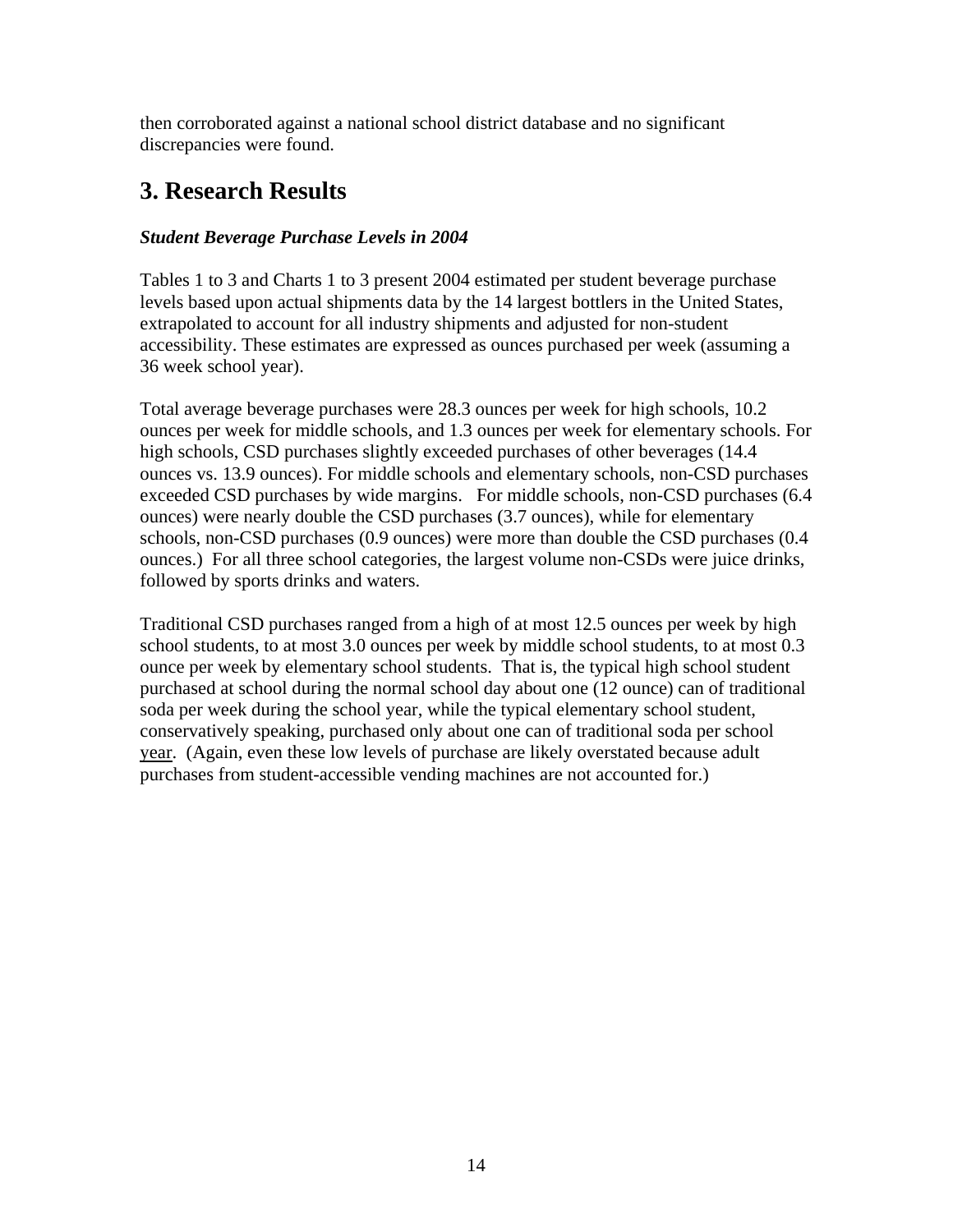then corroborated against a national school district database and no significant discrepancies were found.

## 3. Research Results

***Student Beverage Purchase Levels in 2004***

Tables 1 to 3 and Charts 1 to 3 present 2004 estimated per student beverage purchase levels based upon actual shipments data by the 14 largest bottlers in the United States, extrapolated to account for all industry shipments and adjusted for non-student accessibility. These estimates are expressed as ounces purchased per week (assuming a 36 week school year).

Total average beverage purchases were 28.3 ounces per week for high schools, 10.2 ounces per week for middle schools, and 1.3 ounces per week for elementary schools. For high schools, CSD purchases slightly exceeded purchases of other beverages (14.4 ounces vs. 13.9 ounces). For middle schools and elementary schools, non-CSD purchases exceeded CSD purchases by wide margins. For middle schools, non-CSD purchases (6.4 ounces) were nearly double the CSD purchases (3.7 ounces), while for elementary schools, non-CSD purchases (0.9 ounces) were more than double the CSD purchases (0.4 ounces.) For all three school categories, the largest volume non-CSDs were juice drinks, followed by sports drinks and waters.

Traditional CSD purchases ranged from a high of at most 12.5 ounces per week by high school students, to at most 3.0 ounces per week by middle school students, to at most 0.3 ounce per week by elementary school students. That is, the typical high school student purchased at school during the normal school day about one (12 ounce) can of traditional soda per week during the school year, while the typical elementary school student, conservatively speaking, purchased only about one can of traditional soda per school <u>year</u>. (Again, even these low levels of purchase are likely overstated because adult purchases from student-accessible vending machines are not accounted for.)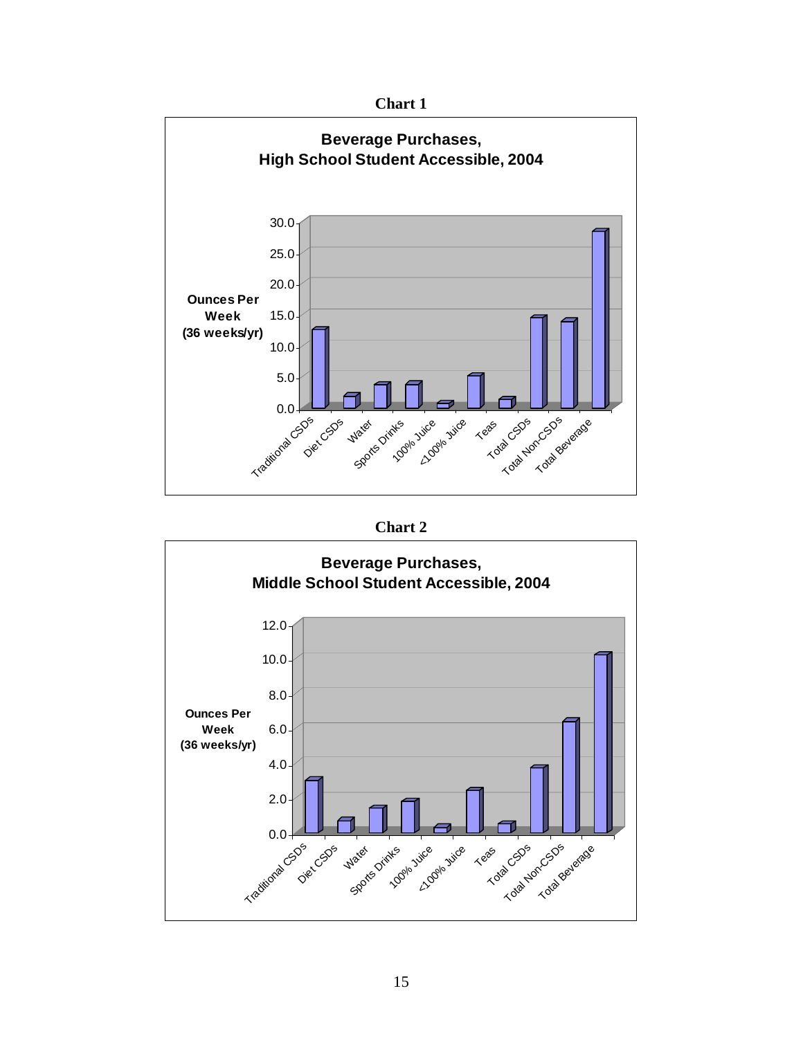**Chart 1**

**Beverage Purchases, High School Student Accessible, 2004**

**Chart 2**

**Beverage Purchases, Middle School Student Accessible, 2004**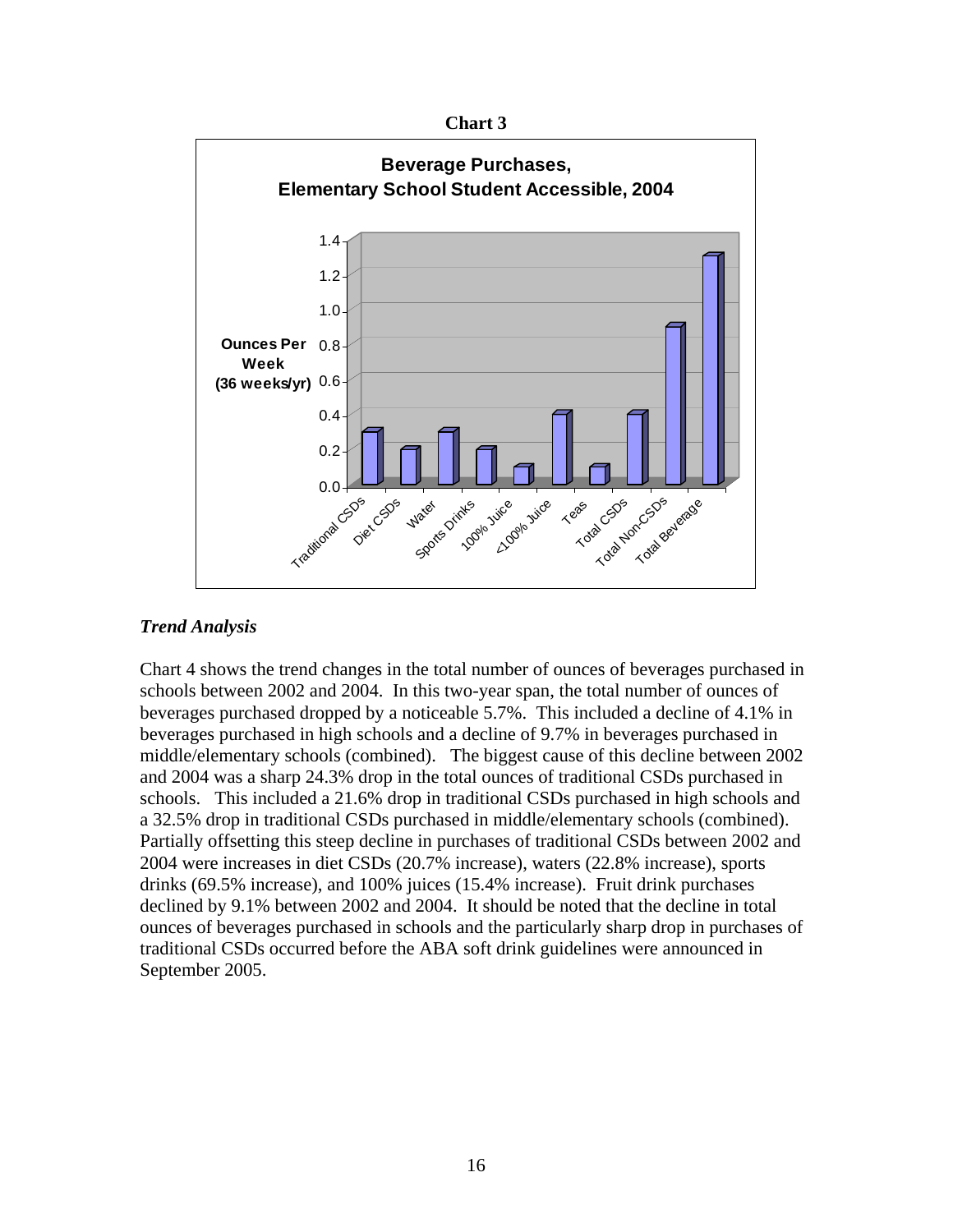**Chart 3**

**Beverage Purchases, Elementary School Student Accessible, 2004**

| Beverage | Ounces Per Week (36 weeks/yr) |
| --- | --- |
| Traditional CSDs | 0.3 |
| Diet CSDs | 0.2 |
| Water | 0.3 |
| Sports Drinks | 0.2 |
| 100% Juice | 0.1 |
| <100% Juice | 0.4 |
| Teas | 0.1 |
| Total CSDs | 0.4 |
| Total Non-CSDs | 0.9 |
| Total Beverage | 1.3 |

### *Trend Analysis*

Chart 4 shows the trend changes in the total number of ounces of beverages purchased in schools between 2002 and 2004. In this two-year span, the total number of ounces of beverages purchased dropped by a noticeable 5.7%. This included a decline of 4.1% in beverages purchased in high schools and a decline of 9.7% in beverages purchased in middle/elementary schools (combined). The biggest cause of this decline between 2002 and 2004 was a sharp 24.3% drop in the total ounces of traditional CSDs purchased in schools. This included a 21.6% drop in traditional CSDs purchased in high schools and a 32.5% drop in traditional CSDs purchased in middle/elementary schools (combined). Partially offsetting this steep decline in purchases of traditional CSDs between 2002 and 2004 were increases in diet CSDs (20.7% increase), waters (22.8% increase), sports drinks (69.5% increase), and 100% juices (15.4% increase). Fruit drink purchases declined by 9.1% between 2002 and 2004. It should be noted that the decline in total ounces of beverages purchased in schools and the particularly sharp drop in purchases of traditional CSDs occurred before the ABA soft drink guidelines were announced in September 2005.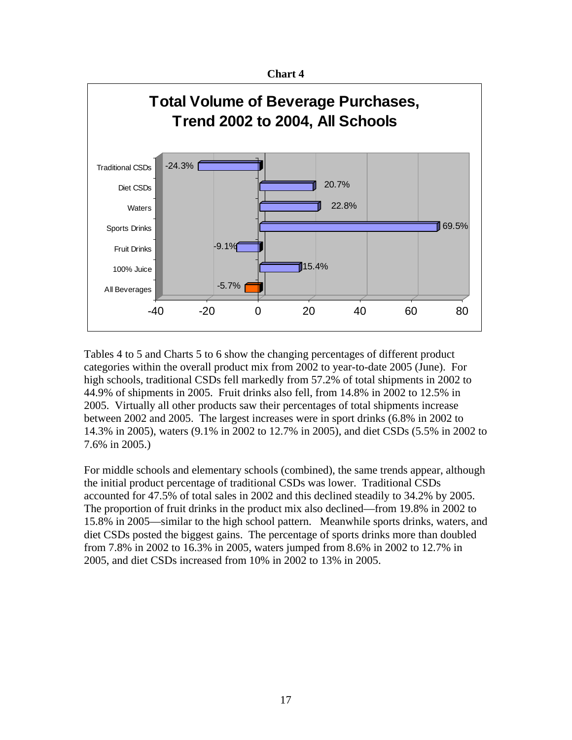**Chart 4**

**Total Volume of Beverage Purchases, Trend 2002 to 2004, All Schools**

| Category | Change |
|---|---|
| Traditional CSDs | -24.3% |
| Diet CSDs | 20.7% |
| Waters | 22.8% |
| Sports Drinks | 69.5% |
| Fruit Drinks | -9.1% |
| 100% Juice | 15.4% |
| All Beverages | -5.7% |

Tables 4 to 5 and Charts 5 to 6 show the changing percentages of different product categories within the overall product mix from 2002 to year-to-date 2005 (June). For high schools, traditional CSDs fell markedly from 57.2% of total shipments in 2002 to 44.9% of shipments in 2005. Fruit drinks also fell, from 14.8% in 2002 to 12.5% in 2005. Virtually all other products saw their percentages of total shipments increase between 2002 and 2005. The largest increases were in sport drinks (6.8% in 2002 to 14.3% in 2005), waters (9.1% in 2002 to 12.7% in 2005), and diet CSDs (5.5% in 2002 to 7.6% in 2005.)

For middle schools and elementary schools (combined), the same trends appear, although the initial product percentage of traditional CSDs was lower. Traditional CSDs accounted for 47.5% of total sales in 2002 and this declined steadily to 34.2% by 2005. The proportion of fruit drinks in the product mix also declined—from 19.8% in 2002 to 15.8% in 2005—similar to the high school pattern. Meanwhile sports drinks, waters, and diet CSDs posted the biggest gains. The percentage of sports drinks more than doubled from 7.8% in 2002 to 16.3% in 2005, waters jumped from 8.6% in 2002 to 12.7% in 2005, and diet CSDs increased from 10% in 2002 to 13% in 2005.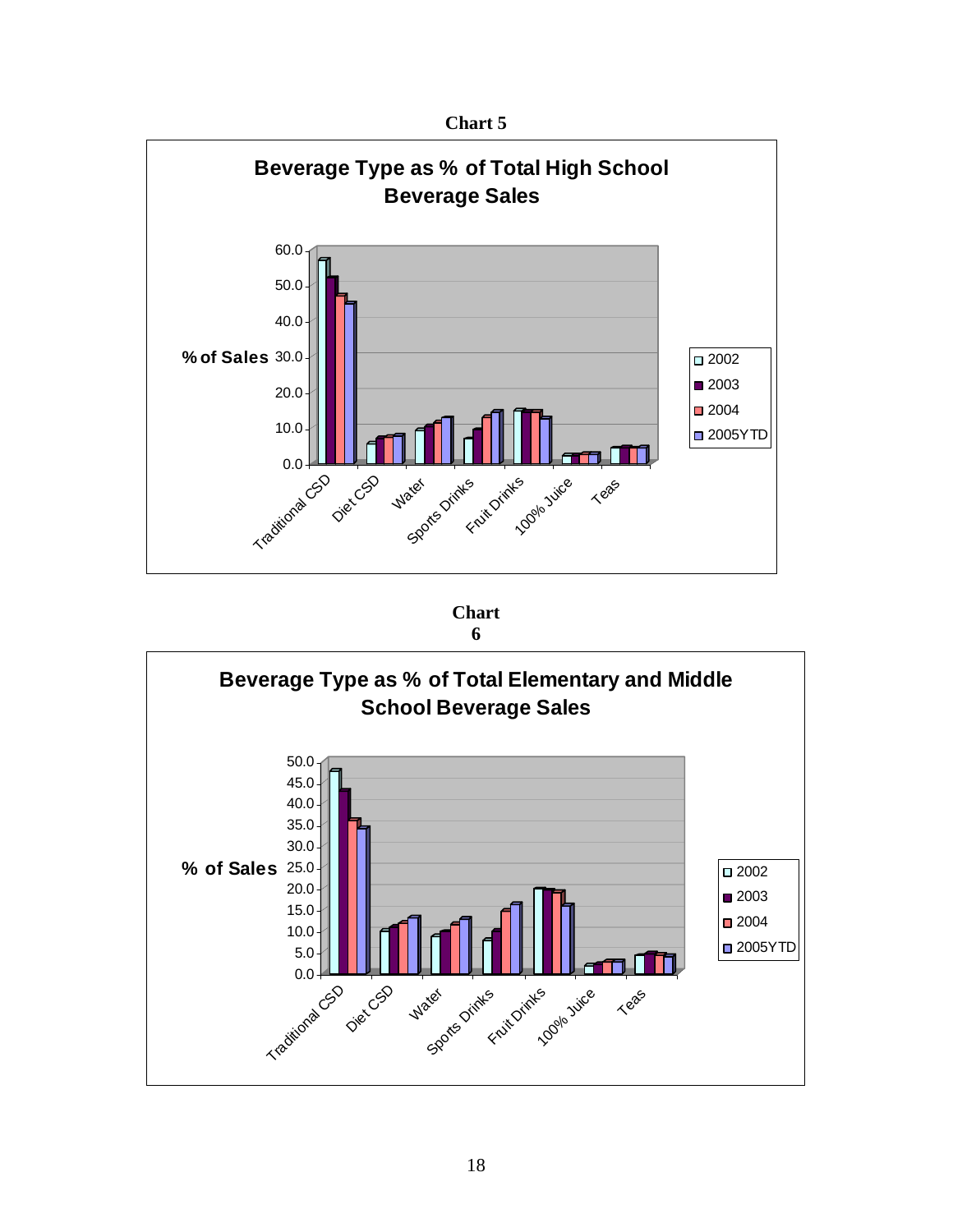**Chart 5**

**Beverage Type as % of Total High School Beverage Sales**

**Chart 6**

**Beverage Type as % of Total Elementary and Middle School Beverage Sales**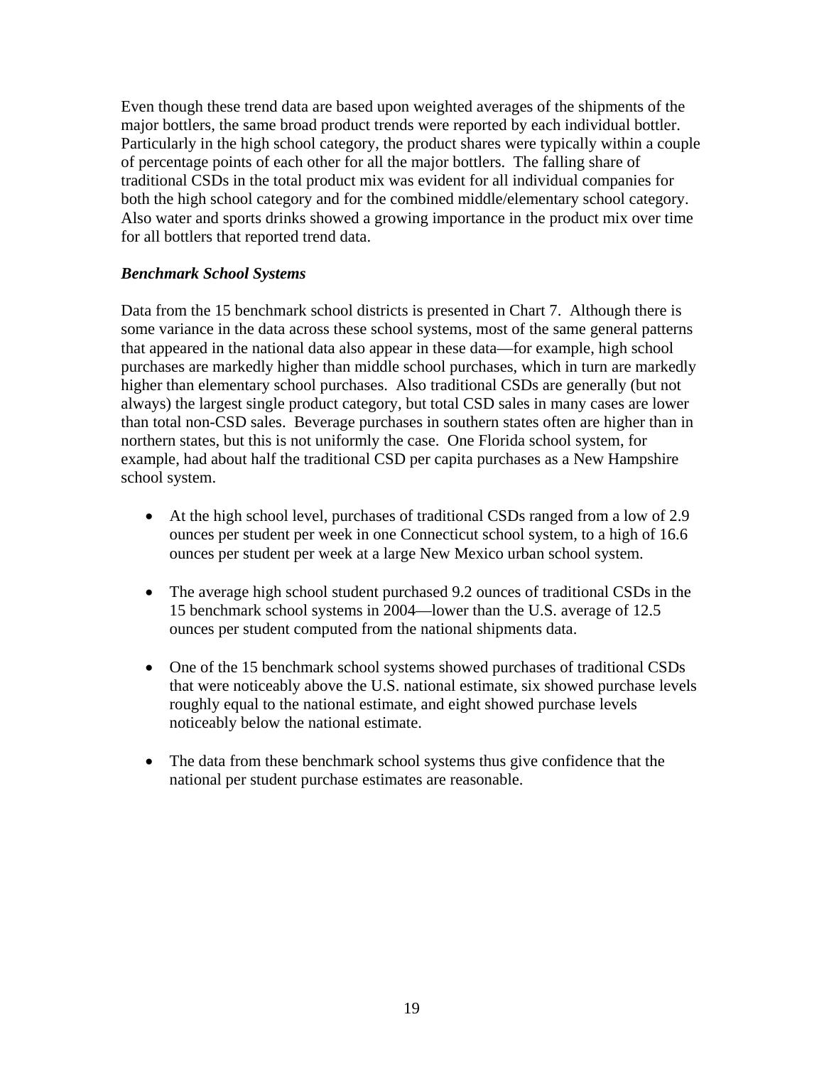Even though these trend data are based upon weighted averages of the shipments of the major bottlers, the same broad product trends were reported by each individual bottler. Particularly in the high school category, the product shares were typically within a couple of percentage points of each other for all the major bottlers. The falling share of traditional CSDs in the total product mix was evident for all individual companies for both the high school category and for the combined middle/elementary school category. Also water and sports drinks showed a growing importance in the product mix over time for all bottlers that reported trend data.

***Benchmark School Systems***

Data from the 15 benchmark school districts is presented in Chart 7. Although there is some variance in the data across these school systems, most of the same general patterns that appeared in the national data also appear in these data—for example, high school purchases are markedly higher than middle school purchases, which in turn are markedly higher than elementary school purchases. Also traditional CSDs are generally (but not always) the largest single product category, but total CSD sales in many cases are lower than total non-CSD sales. Beverage purchases in southern states often are higher than in northern states, but this is not uniformly the case. One Florida school system, for example, had about half the traditional CSD per capita purchases as a New Hampshire school system.

- At the high school level, purchases of traditional CSDs ranged from a low of 2.9 ounces per student per week in one Connecticut school system, to a high of 16.6 ounces per student per week at a large New Mexico urban school system.

- The average high school student purchased 9.2 ounces of traditional CSDs in the 15 benchmark school systems in 2004—lower than the U.S. average of 12.5 ounces per student computed from the national shipments data.

- One of the 15 benchmark school systems showed purchases of traditional CSDs that were noticeably above the U.S. national estimate, six showed purchase levels roughly equal to the national estimate, and eight showed purchase levels noticeably below the national estimate.

- The data from these benchmark school systems thus give confidence that the national per student purchase estimates are reasonable.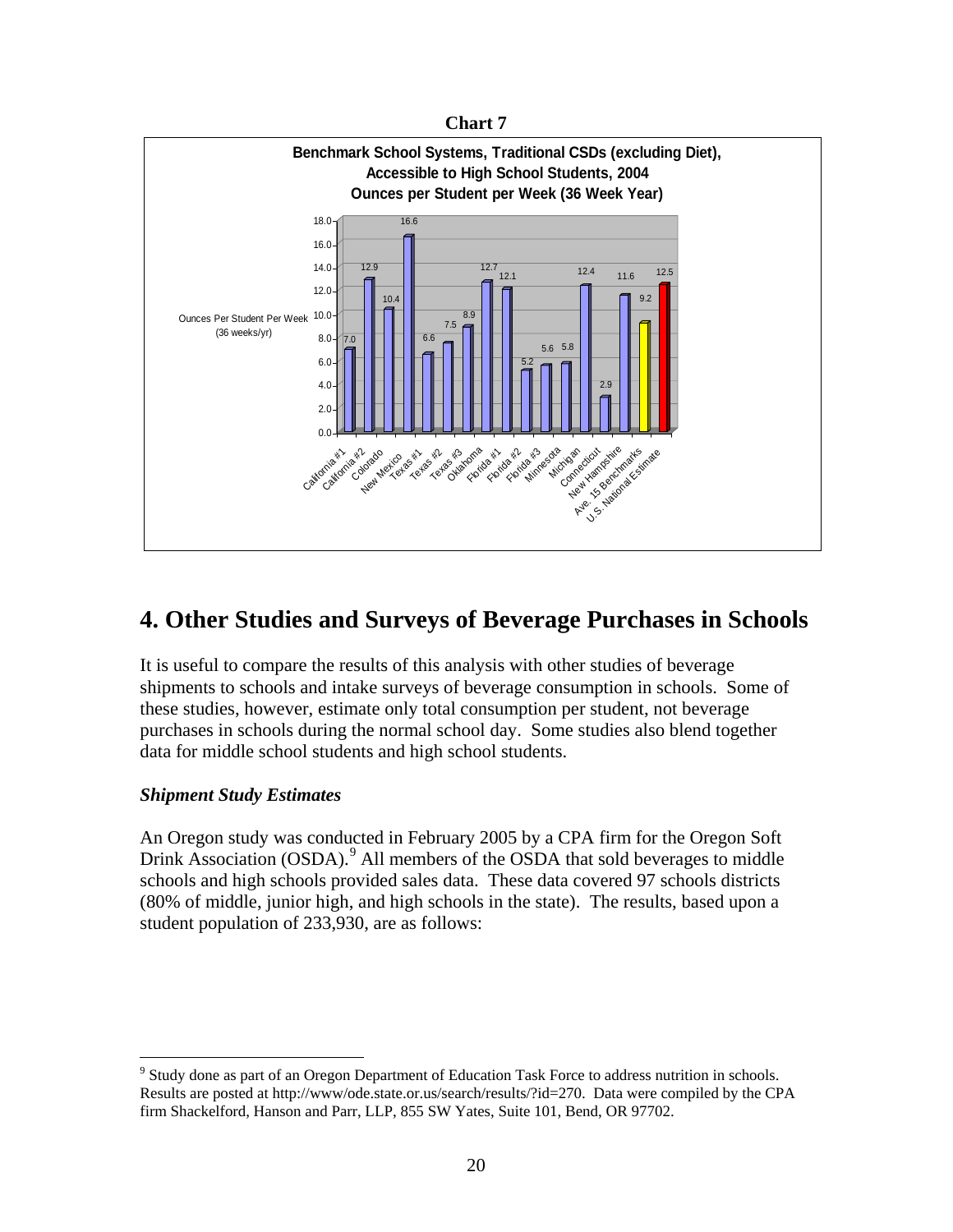**Chart 7**

**Benchmark School Systems, Traditional CSDs (excluding Diet), Accessible to High School Students, 2004**
**Ounces per Student per Week (36 Week Year)**

| School System | Ounces Per Student Per Week (36 weeks/yr) |
|---|---|
| California #1 | 7.0 |
| California #2 | 12.9 |
| Colorado | 10.4 |
| New Mexico | 16.6 |
| Texas #1 | 6.6 |
| Texas #2 | 7.5 |
| Texas #3 | 8.9 |
| Oklahoma | 12.7 |
| Florida #1 | 12.1 |
| Florida #2 | 5.2 |
| Florida #3 | 5.6 |
| Minnesota | 5.8 |
| Michigan | 12.4 |
| Connecticut | 2.9 |
| New Hampshire | 11.6 |
| Ave. 15 Benchmarks | 9.2 |
| U.S. National Estimate | 12.5 |

## 4. Other Studies and Surveys of Beverage Purchases in Schools

It is useful to compare the results of this analysis with other studies of beverage shipments to schools and intake surveys of beverage consumption in schools. Some of these studies, however, estimate only total consumption per student, not beverage purchases in schools during the normal school day. Some studies also blend together data for middle school students and high school students.

### *Shipment Study Estimates*

An Oregon study was conducted in February 2005 by a CPA firm for the Oregon Soft Drink Association (OSDA).[9] All members of the OSDA that sold beverages to middle schools and high schools provided sales data. These data covered 97 schools districts (80% of middle, junior high, and high schools in the state). The results, based upon a student population of 233,930, are as follows:

---

[9] Study done as part of an Oregon Department of Education Task Force to address nutrition in schools. Results are posted at http://www/ode.state.or.us/search/results/?id=270. Data were compiled by the CPA firm Shackelford, Hanson and Parr, LLP, 855 SW Yates, Suite 101, Bend, OR 97702.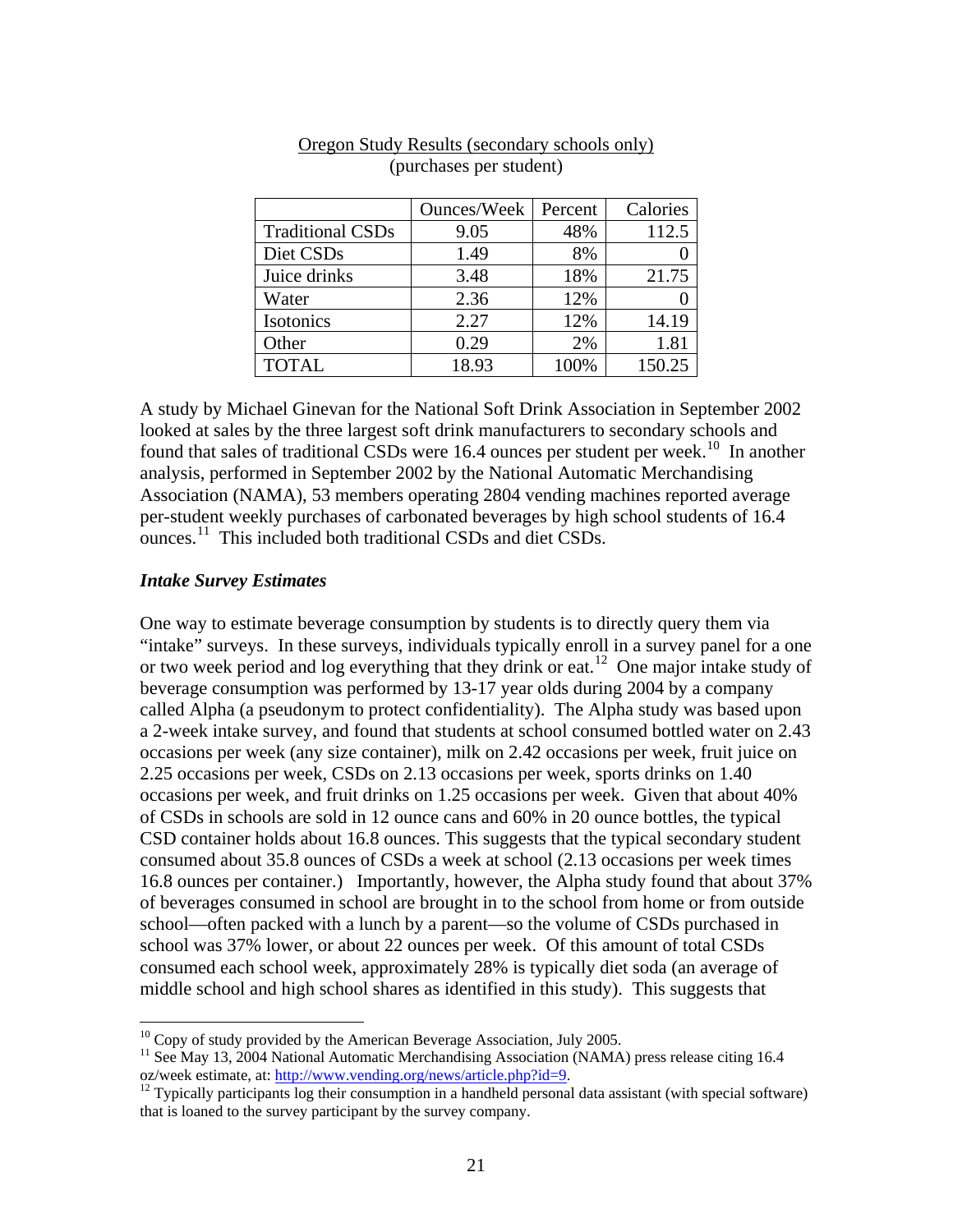Oregon Study Results (secondary schools only)
(purchases per student)

| | Ounces/Week | Percent | Calories |
|---|---|---|---|
| Traditional CSDs | 9.05 | 48% | 112.5 |
| Diet CSDs | 1.49 | 8% | 0 |
| Juice drinks | 3.48 | 18% | 21.75 |
| Water | 2.36 | 12% | 0 |
| Isotonics | 2.27 | 12% | 14.19 |
| Other | 0.29 | 2% | 1.81 |
| TOTAL | 18.93 | 100% | 150.25 |

A study by Michael Ginevan for the National Soft Drink Association in September 2002 looked at sales by the three largest soft drink manufacturers to secondary schools and found that sales of traditional CSDs were 16.4 ounces per student per week.[10] In another analysis, performed in September 2002 by the National Automatic Merchandising Association (NAMA), 53 members operating 2804 vending machines reported average per-student weekly purchases of carbonated beverages by high school students of 16.4 ounces.[11] This included both traditional CSDs and diet CSDs.

### *Intake Survey Estimates*

One way to estimate beverage consumption by students is to directly query them via "intake" surveys. In these surveys, individuals typically enroll in a survey panel for a one or two week period and log everything that they drink or eat.[12] One major intake study of beverage consumption was performed by 13-17 year olds during 2004 by a company called Alpha (a pseudonym to protect confidentiality). The Alpha study was based upon a 2-week intake survey, and found that students at school consumed bottled water on 2.43 occasions per week (any size container), milk on 2.42 occasions per week, fruit juice on 2.25 occasions per week, CSDs on 2.13 occasions per week, sports drinks on 1.40 occasions per week, and fruit drinks on 1.25 occasions per week. Given that about 40% of CSDs in schools are sold in 12 ounce cans and 60% in 20 ounce bottles, the typical CSD container holds about 16.8 ounces. This suggests that the typical secondary student consumed about 35.8 ounces of CSDs a week at school (2.13 occasions per week times 16.8 ounces per container.) Importantly, however, the Alpha study found that about 37% of beverages consumed in school are brought in to the school from home or from outside school—often packed with a lunch by a parent—so the volume of CSDs purchased in school was 37% lower, or about 22 ounces per week. Of this amount of total CSDs consumed each school week, approximately 28% is typically diet soda (an average of middle school and high school shares as identified in this study). This suggests that

---

[10] Copy of study provided by the American Beverage Association, July 2005.

[11] See May 13, 2004 National Automatic Merchandising Association (NAMA) press release citing 16.4 oz/week estimate, at: http://www.vending.org/news/article.php?id=9.

[12] Typically participants log their consumption in a handheld personal data assistant (with special software) that is loaned to the survey participant by the survey company.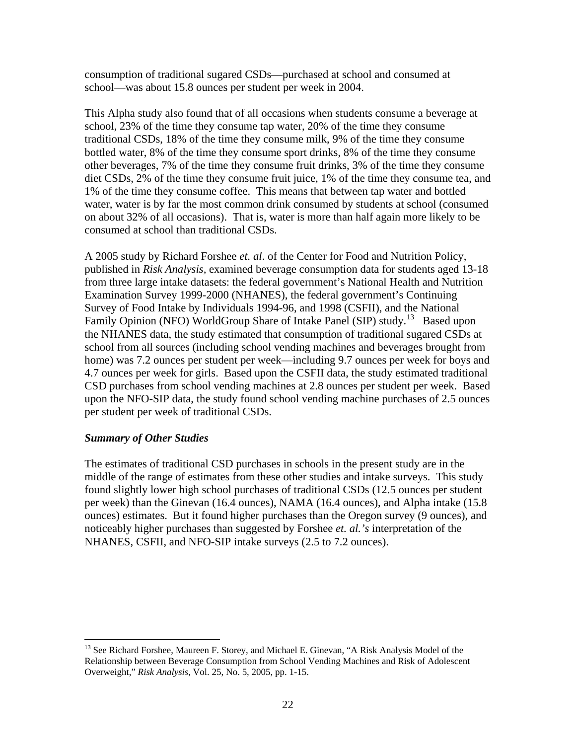consumption of traditional sugared CSDs—purchased at school and consumed at school—was about 15.8 ounces per student per week in 2004.

This Alpha study also found that of all occasions when students consume a beverage at school, 23% of the time they consume tap water, 20% of the time they consume traditional CSDs, 18% of the time they consume milk, 9% of the time they consume bottled water, 8% of the time they consume sport drinks, 8% of the time they consume other beverages, 7% of the time they consume fruit drinks, 3% of the time they consume diet CSDs, 2% of the time they consume fruit juice, 1% of the time they consume tea, and 1% of the time they consume coffee. This means that between tap water and bottled water, water is by far the most common drink consumed by students at school (consumed on about 32% of all occasions). That is, water is more than half again more likely to be consumed at school than traditional CSDs.

A 2005 study by Richard Forshee *et. al*. of the Center for Food and Nutrition Policy, published in *Risk Analysis,* examined beverage consumption data for students aged 13-18 from three large intake datasets: the federal government's National Health and Nutrition Examination Survey 1999-2000 (NHANES), the federal government's Continuing Survey of Food Intake by Individuals 1994-96, and 1998 (CSFII), and the National Family Opinion (NFO) WorldGroup Share of Intake Panel (SIP) study.[13] Based upon the NHANES data, the study estimated that consumption of traditional sugared CSDs at school from all sources (including school vending machines and beverages brought from home) was 7.2 ounces per student per week—including 9.7 ounces per week for boys and 4.7 ounces per week for girls. Based upon the CSFII data, the study estimated traditional CSD purchases from school vending machines at 2.8 ounces per student per week. Based upon the NFO-SIP data, the study found school vending machine purchases of 2.5 ounces per student per week of traditional CSDs.

### ***Summary of Other Studies***

The estimates of traditional CSD purchases in schools in the present study are in the middle of the range of estimates from these other studies and intake surveys. This study found slightly lower high school purchases of traditional CSDs (12.5 ounces per student per week) than the Ginevan (16.4 ounces), NAMA (16.4 ounces), and Alpha intake (15.8 ounces) estimates. But it found higher purchases than the Oregon survey (9 ounces), and noticeably higher purchases than suggested by Forshee *et. al.'s* interpretation of the NHANES, CSFII, and NFO-SIP intake surveys (2.5 to 7.2 ounces).

---

[13] See Richard Forshee, Maureen F. Storey, and Michael E. Ginevan, "A Risk Analysis Model of the Relationship between Beverage Consumption from School Vending Machines and Risk of Adolescent Overweight," *Risk Analysis*, Vol. 25, No. 5, 2005, pp. 1-15.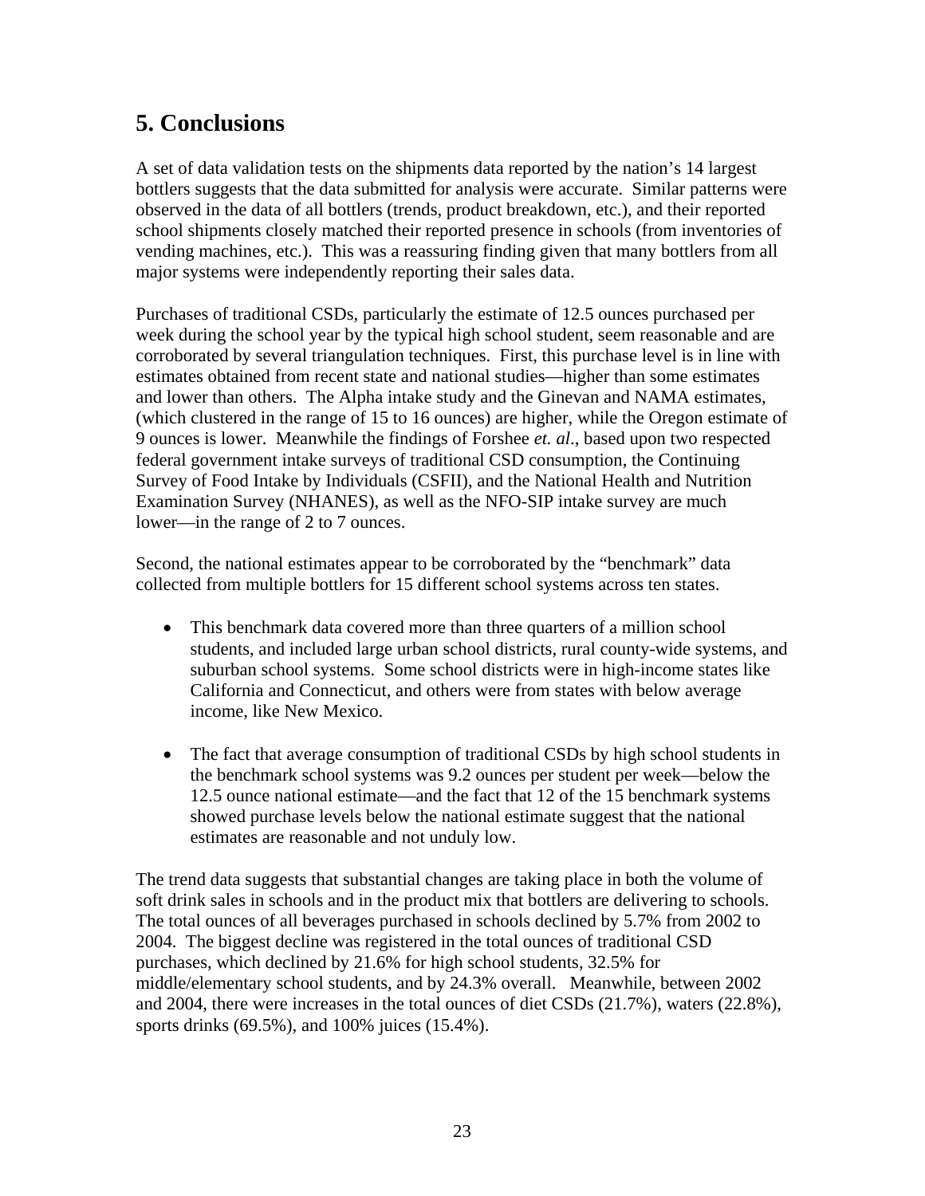## 5. Conclusions

A set of data validation tests on the shipments data reported by the nation's 14 largest bottlers suggests that the data submitted for analysis were accurate. Similar patterns were observed in the data of all bottlers (trends, product breakdown, etc.), and their reported school shipments closely matched their reported presence in schools (from inventories of vending machines, etc.). This was a reassuring finding given that many bottlers from all major systems were independently reporting their sales data.

Purchases of traditional CSDs, particularly the estimate of 12.5 ounces purchased per week during the school year by the typical high school student, seem reasonable and are corroborated by several triangulation techniques. First, this purchase level is in line with estimates obtained from recent state and national studies—higher than some estimates and lower than others. The Alpha intake study and the Ginevan and NAMA estimates, (which clustered in the range of 15 to 16 ounces) are higher, while the Oregon estimate of 9 ounces is lower. Meanwhile the findings of Forshee *et. al*., based upon two respected federal government intake surveys of traditional CSD consumption, the Continuing Survey of Food Intake by Individuals (CSFII), and the National Health and Nutrition Examination Survey (NHANES), as well as the NFO-SIP intake survey are much lower—in the range of 2 to 7 ounces.

Second, the national estimates appear to be corroborated by the "benchmark" data collected from multiple bottlers for 15 different school systems across ten states.

- This benchmark data covered more than three quarters of a million school students, and included large urban school districts, rural county-wide systems, and suburban school systems. Some school districts were in high-income states like California and Connecticut, and others were from states with below average income, like New Mexico.

- The fact that average consumption of traditional CSDs by high school students in the benchmark school systems was 9.2 ounces per student per week—below the 12.5 ounce national estimate—and the fact that 12 of the 15 benchmark systems showed purchase levels below the national estimate suggest that the national estimates are reasonable and not unduly low.

The trend data suggests that substantial changes are taking place in both the volume of soft drink sales in schools and in the product mix that bottlers are delivering to schools. The total ounces of all beverages purchased in schools declined by 5.7% from 2002 to 2004. The biggest decline was registered in the total ounces of traditional CSD purchases, which declined by 21.6% for high school students, 32.5% for middle/elementary school students, and by 24.3% overall. Meanwhile, between 2002 and 2004, there were increases in the total ounces of diet CSDs (21.7%), waters (22.8%), sports drinks (69.5%), and 100% juices (15.4%).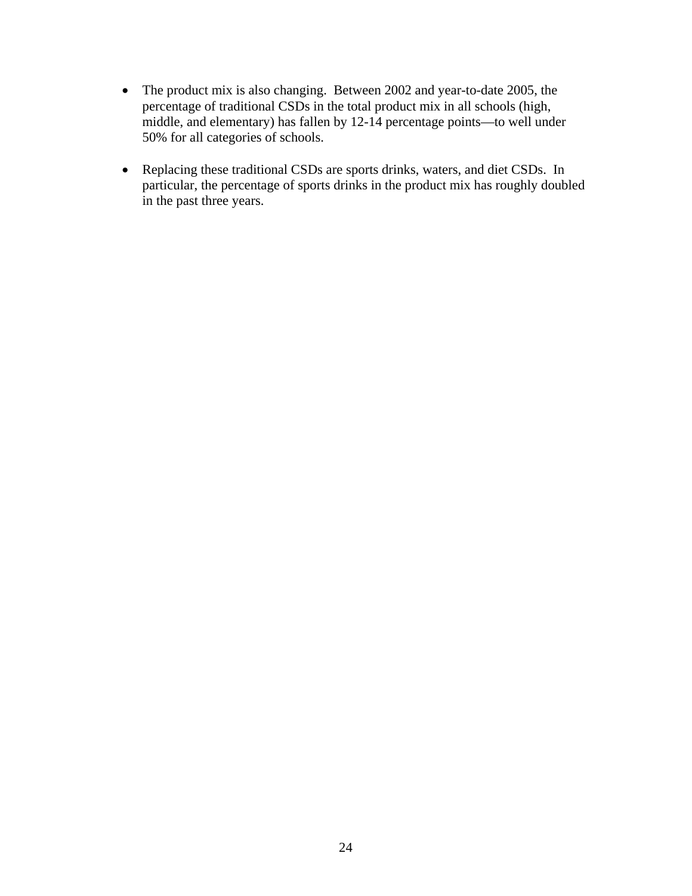- The product mix is also changing. Between 2002 and year-to-date 2005, the percentage of traditional CSDs in the total product mix in all schools (high, middle, and elementary) has fallen by 12-14 percentage points—to well under 50% for all categories of schools.

- Replacing these traditional CSDs are sports drinks, waters, and diet CSDs. In particular, the percentage of sports drinks in the product mix has roughly doubled in the past three years.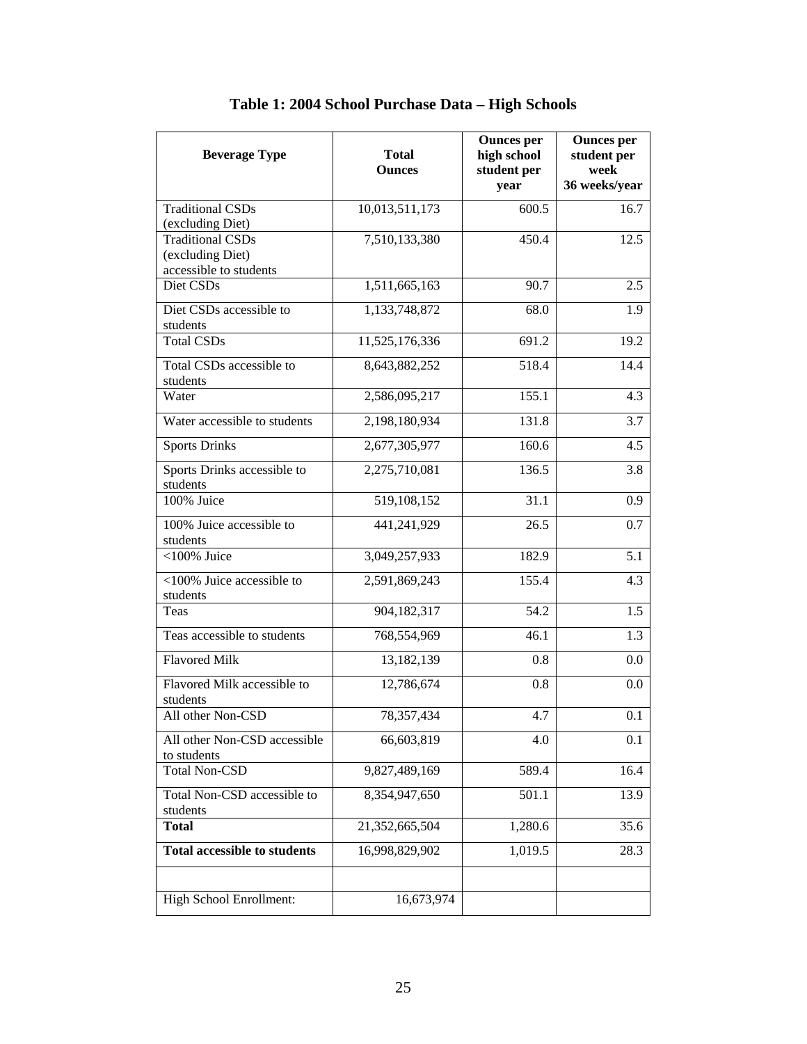# Table 1: 2004 School Purchase Data – High Schools

| Beverage Type | Total Ounces | Ounces per high school student per year | Ounces per student per week 36 weeks/year |
|---|---|---|---|
| Traditional CSDs (excluding Diet) | 10,013,511,173 | 600.5 | 16.7 |
| Traditional CSDs (excluding Diet) accessible to students | 7,510,133,380 | 450.4 | 12.5 |
| Diet CSDs | 1,511,665,163 | 90.7 | 2.5 |
| Diet CSDs accessible to students | 1,133,748,872 | 68.0 | 1.9 |
| Total CSDs | 11,525,176,336 | 691.2 | 19.2 |
| Total CSDs accessible to students | 8,643,882,252 | 518.4 | 14.4 |
| Water | 2,586,095,217 | 155.1 | 4.3 |
| Water accessible to students | 2,198,180,934 | 131.8 | 3.7 |
| Sports Drinks | 2,677,305,977 | 160.6 | 4.5 |
| Sports Drinks accessible to students | 2,275,710,081 | 136.5 | 3.8 |
| 100% Juice | 519,108,152 | 31.1 | 0.9 |
| 100% Juice accessible to students | 441,241,929 | 26.5 | 0.7 |
| <100% Juice | 3,049,257,933 | 182.9 | 5.1 |
| <100% Juice accessible to students | 2,591,869,243 | 155.4 | 4.3 |
| Teas | 904,182,317 | 54.2 | 1.5 |
| Teas accessible to students | 768,554,969 | 46.1 | 1.3 |
| Flavored Milk | 13,182,139 | 0.8 | 0.0 |
| Flavored Milk accessible to students | 12,786,674 | 0.8 | 0.0 |
| All other Non-CSD | 78,357,434 | 4.7 | 0.1 |
| All other Non-CSD accessible to students | 66,603,819 | 4.0 | 0.1 |
| Total Non-CSD | 9,827,489,169 | 589.4 | 16.4 |
| Total Non-CSD accessible to students | 8,354,947,650 | 501.1 | 13.9 |
| **Total** | 21,352,665,504 | 1,280.6 | 35.6 |
| **Total accessible to students** | 16,998,829,902 | 1,019.5 | 28.3 |
| | | | |
| High School Enrollment: | 16,673,974 | | |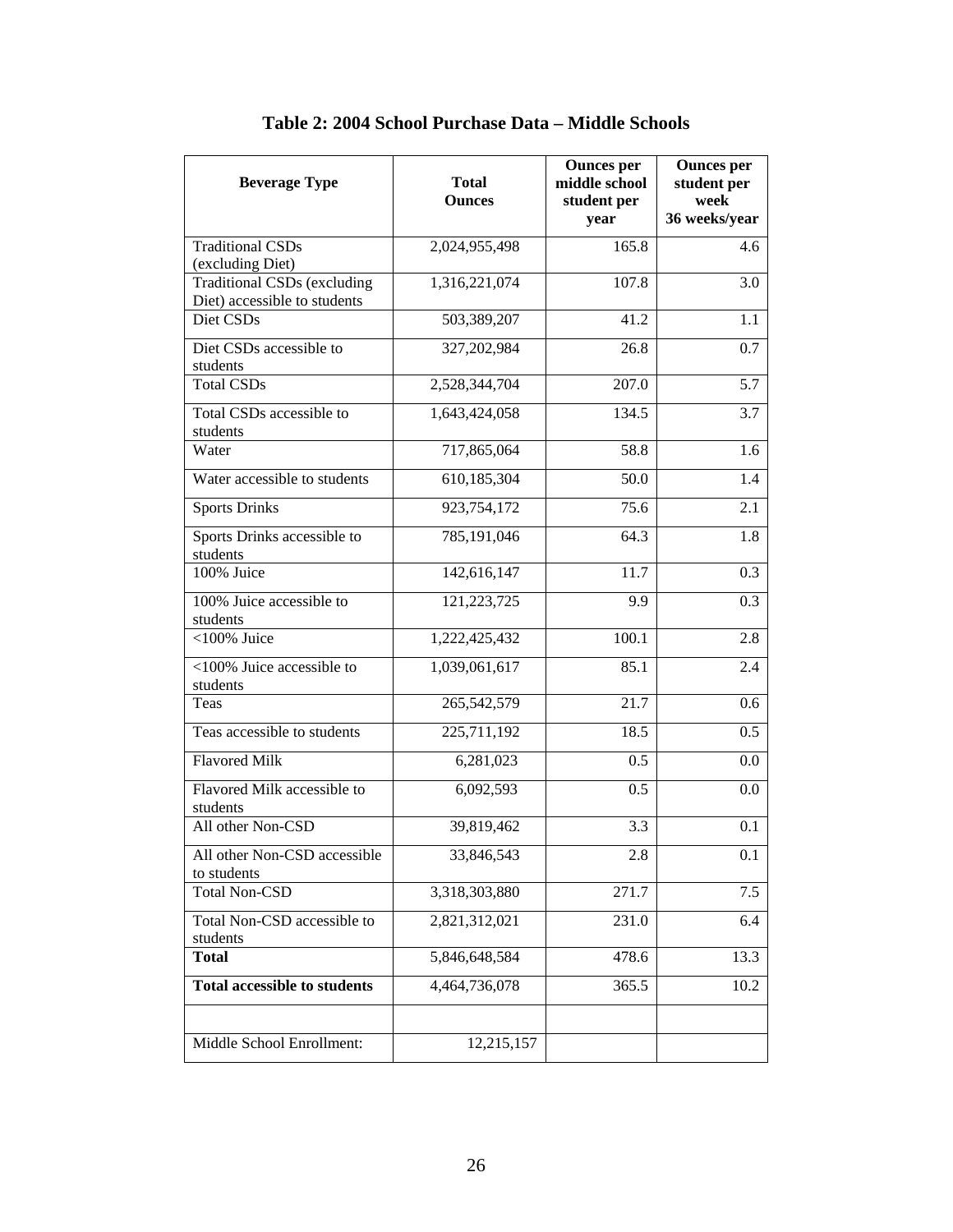## Table 2: 2004 School Purchase Data – Middle Schools

| Beverage Type | Total Ounces | Ounces per middle school student per year | Ounces per student per week 36 weeks/year |
|---|---|---|---|
| Traditional CSDs (excluding Diet) | 2,024,955,498 | 165.8 | 4.6 |
| Traditional CSDs (excluding Diet) accessible to students | 1,316,221,074 | 107.8 | 3.0 |
| Diet CSDs | 503,389,207 | 41.2 | 1.1 |
| Diet CSDs accessible to students | 327,202,984 | 26.8 | 0.7 |
| Total CSDs | 2,528,344,704 | 207.0 | 5.7 |
| Total CSDs accessible to students | 1,643,424,058 | 134.5 | 3.7 |
| Water | 717,865,064 | 58.8 | 1.6 |
| Water accessible to students | 610,185,304 | 50.0 | 1.4 |
| Sports Drinks | 923,754,172 | 75.6 | 2.1 |
| Sports Drinks accessible to students | 785,191,046 | 64.3 | 1.8 |
| 100% Juice | 142,616,147 | 11.7 | 0.3 |
| 100% Juice accessible to students | 121,223,725 | 9.9 | 0.3 |
| <100% Juice | 1,222,425,432 | 100.1 | 2.8 |
| <100% Juice accessible to students | 1,039,061,617 | 85.1 | 2.4 |
| Teas | 265,542,579 | 21.7 | 0.6 |
| Teas accessible to students | 225,711,192 | 18.5 | 0.5 |
| Flavored Milk | 6,281,023 | 0.5 | 0.0 |
| Flavored Milk accessible to students | 6,092,593 | 0.5 | 0.0 |
| All other Non-CSD | 39,819,462 | 3.3 | 0.1 |
| All other Non-CSD accessible to students | 33,846,543 | 2.8 | 0.1 |
| Total Non-CSD | 3,318,303,880 | 271.7 | 7.5 |
| Total Non-CSD accessible to students | 2,821,312,021 | 231.0 | 6.4 |
| **Total** | 5,846,648,584 | 478.6 | 13.3 |
| **Total accessible to students** | 4,464,736,078 | 365.5 | 10.2 |
| | | | |
| Middle School Enrollment: | 12,215,157 | | |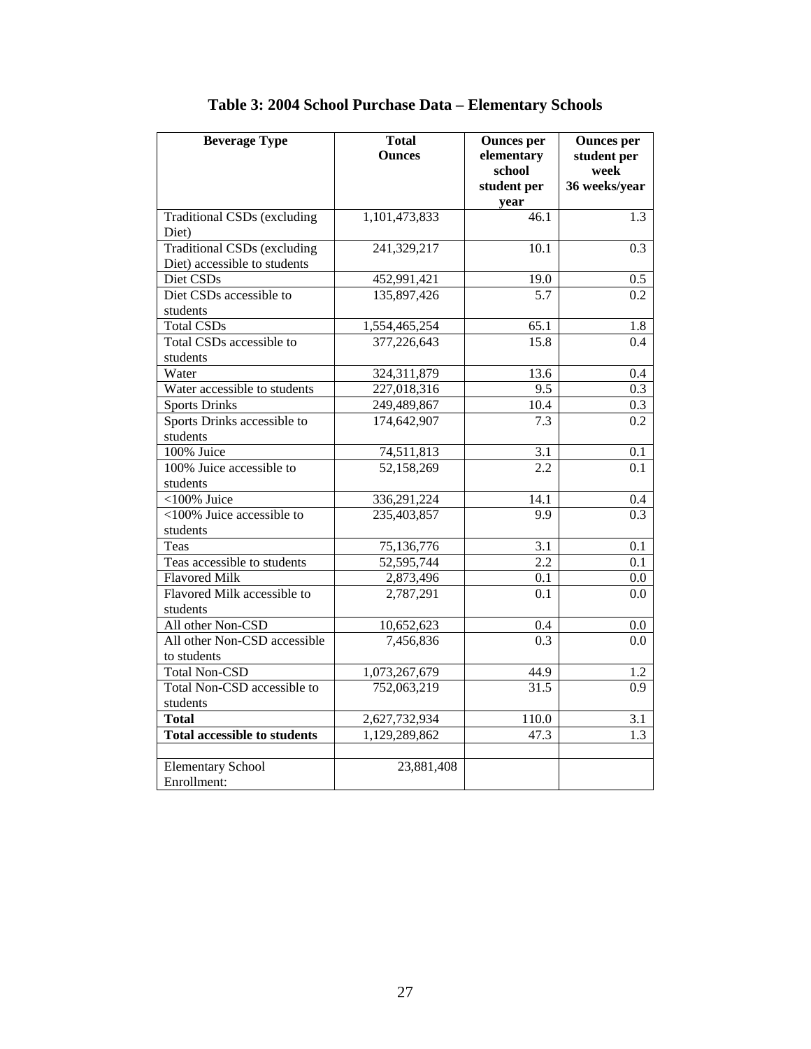# Table 3: 2004 School Purchase Data – Elementary Schools

| Beverage Type | Total Ounces | Ounces per elementary school student per year | Ounces per student per week 36 weeks/year |
|---|---|---|---|
| Traditional CSDs (excluding Diet) | 1,101,473,833 | 46.1 | 1.3 |
| Traditional CSDs (excluding Diet) accessible to students | 241,329,217 | 10.1 | 0.3 |
| Diet CSDs | 452,991,421 | 19.0 | 0.5 |
| Diet CSDs accessible to students | 135,897,426 | 5.7 | 0.2 |
| Total CSDs | 1,554,465,254 | 65.1 | 1.8 |
| Total CSDs accessible to students | 377,226,643 | 15.8 | 0.4 |
| Water | 324,311,879 | 13.6 | 0.4 |
| Water accessible to students | 227,018,316 | 9.5 | 0.3 |
| Sports Drinks | 249,489,867 | 10.4 | 0.3 |
| Sports Drinks accessible to students | 174,642,907 | 7.3 | 0.2 |
| 100% Juice | 74,511,813 | 3.1 | 0.1 |
| 100% Juice accessible to students | 52,158,269 | 2.2 | 0.1 |
| <100% Juice | 336,291,224 | 14.1 | 0.4 |
| <100% Juice accessible to students | 235,403,857 | 9.9 | 0.3 |
| Teas | 75,136,776 | 3.1 | 0.1 |
| Teas accessible to students | 52,595,744 | 2.2 | 0.1 |
| Flavored Milk | 2,873,496 | 0.1 | 0.0 |
| Flavored Milk accessible to students | 2,787,291 | 0.1 | 0.0 |
| All other Non-CSD | 10,652,623 | 0.4 | 0.0 |
| All other Non-CSD accessible to students | 7,456,836 | 0.3 | 0.0 |
| Total Non-CSD | 1,073,267,679 | 44.9 | 1.2 |
| Total Non-CSD accessible to students | 752,063,219 | 31.5 | 0.9 |
| **Total** | 2,627,732,934 | 110.0 | 3.1 |
| **Total accessible to students** | 1,129,289,862 | 47.3 | 1.3 |
| | | | |
| Elementary School Enrollment: | 23,881,408 | | |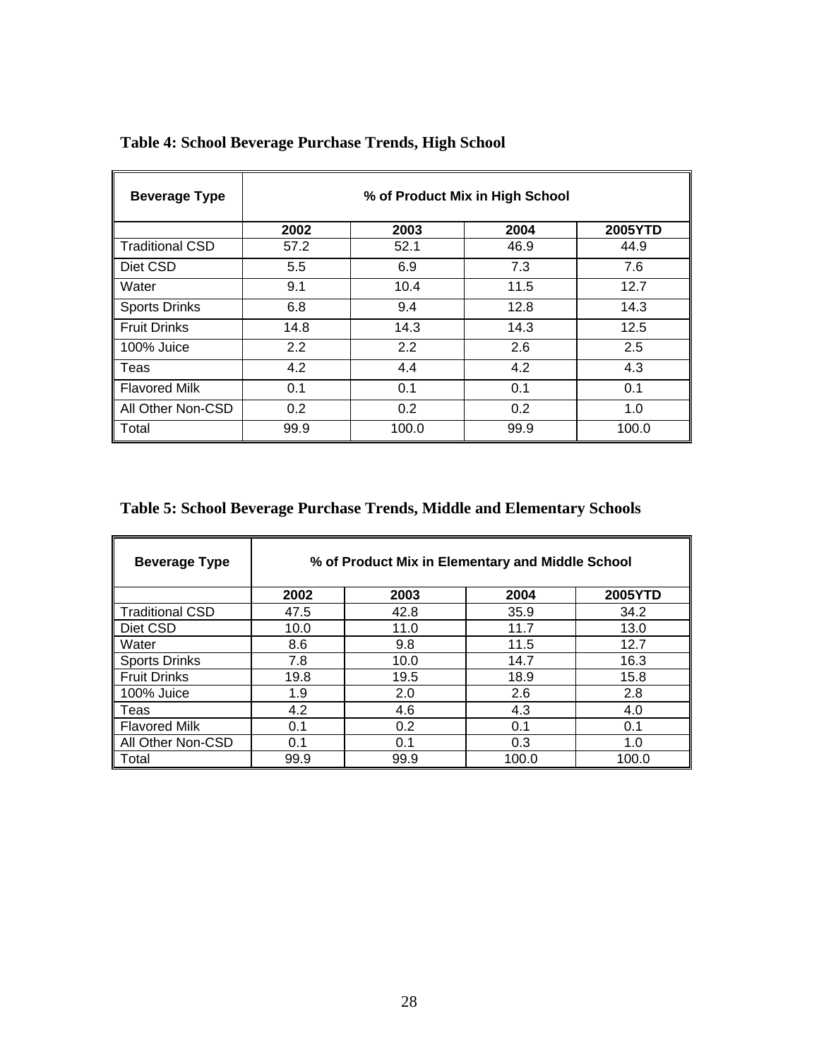**Table 4: School Beverage Purchase Trends, High School**

| Beverage Type | % of Product Mix in High School | | | |
|---|---|---|---|---|
| | 2002 | 2003 | 2004 | 2005YTD |
| Traditional CSD | 57.2 | 52.1 | 46.9 | 44.9 |
| Diet CSD | 5.5 | 6.9 | 7.3 | 7.6 |
| Water | 9.1 | 10.4 | 11.5 | 12.7 |
| Sports Drinks | 6.8 | 9.4 | 12.8 | 14.3 |
| Fruit Drinks | 14.8 | 14.3 | 14.3 | 12.5 |
| 100% Juice | 2.2 | 2.2 | 2.6 | 2.5 |
| Teas | 4.2 | 4.4 | 4.2 | 4.3 |
| Flavored Milk | 0.1 | 0.1 | 0.1 | 0.1 |
| All Other Non-CSD | 0.2 | 0.2 | 0.2 | 1.0 |
| Total | 99.9 | 100.0 | 99.9 | 100.0 |

**Table 5: School Beverage Purchase Trends, Middle and Elementary Schools**

| Beverage Type | % of Product Mix in Elementary and Middle School | | | |
|---|---|---|---|---|
| | 2002 | 2003 | 2004 | 2005YTD |
| Traditional CSD | 47.5 | 42.8 | 35.9 | 34.2 |
| Diet CSD | 10.0 | 11.0 | 11.7 | 13.0 |
| Water | 8.6 | 9.8 | 11.5 | 12.7 |
| Sports Drinks | 7.8 | 10.0 | 14.7 | 16.3 |
| Fruit Drinks | 19.8 | 19.5 | 18.9 | 15.8 |
| 100% Juice | 1.9 | 2.0 | 2.6 | 2.8 |
| Teas | 4.2 | 4.6 | 4.3 | 4.0 |
| Flavored Milk | 0.1 | 0.2 | 0.1 | 0.1 |
| All Other Non-CSD | 0.1 | 0.1 | 0.3 | 1.0 |
| Total | 99.9 | 99.9 | 100.0 | 100.0 |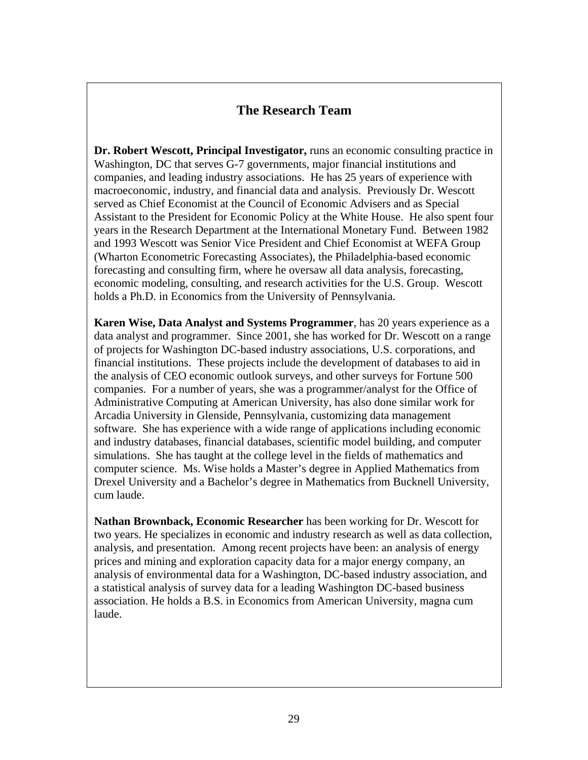## The Research Team

**Dr. Robert Wescott, Principal Investigator,** runs an economic consulting practice in Washington, DC that serves G-7 governments, major financial institutions and companies, and leading industry associations. He has 25 years of experience with macroeconomic, industry, and financial data and analysis. Previously Dr. Wescott served as Chief Economist at the Council of Economic Advisers and as Special Assistant to the President for Economic Policy at the White House. He also spent four years in the Research Department at the International Monetary Fund. Between 1982 and 1993 Wescott was Senior Vice President and Chief Economist at WEFA Group (Wharton Econometric Forecasting Associates), the Philadelphia-based economic forecasting and consulting firm, where he oversaw all data analysis, forecasting, economic modeling, consulting, and research activities for the U.S. Group. Wescott holds a Ph.D. in Economics from the University of Pennsylvania.

**Karen Wise, Data Analyst and Systems Programmer**, has 20 years experience as a data analyst and programmer. Since 2001, she has worked for Dr. Wescott on a range of projects for Washington DC-based industry associations, U.S. corporations, and financial institutions. These projects include the development of databases to aid in the analysis of CEO economic outlook surveys, and other surveys for Fortune 500 companies. For a number of years, she was a programmer/analyst for the Office of Administrative Computing at American University, has also done similar work for Arcadia University in Glenside, Pennsylvania, customizing data management software. She has experience with a wide range of applications including economic and industry databases, financial databases, scientific model building, and computer simulations. She has taught at the college level in the fields of mathematics and computer science. Ms. Wise holds a Master's degree in Applied Mathematics from Drexel University and a Bachelor's degree in Mathematics from Bucknell University, cum laude.

**Nathan Brownback, Economic Researcher** has been working for Dr. Wescott for two years. He specializes in economic and industry research as well as data collection, analysis, and presentation. Among recent projects have been: an analysis of energy prices and mining and exploration capacity data for a major energy company, an analysis of environmental data for a Washington, DC-based industry association, and a statistical analysis of survey data for a leading Washington DC-based business association. He holds a B.S. in Economics from American University, magna cum laude.